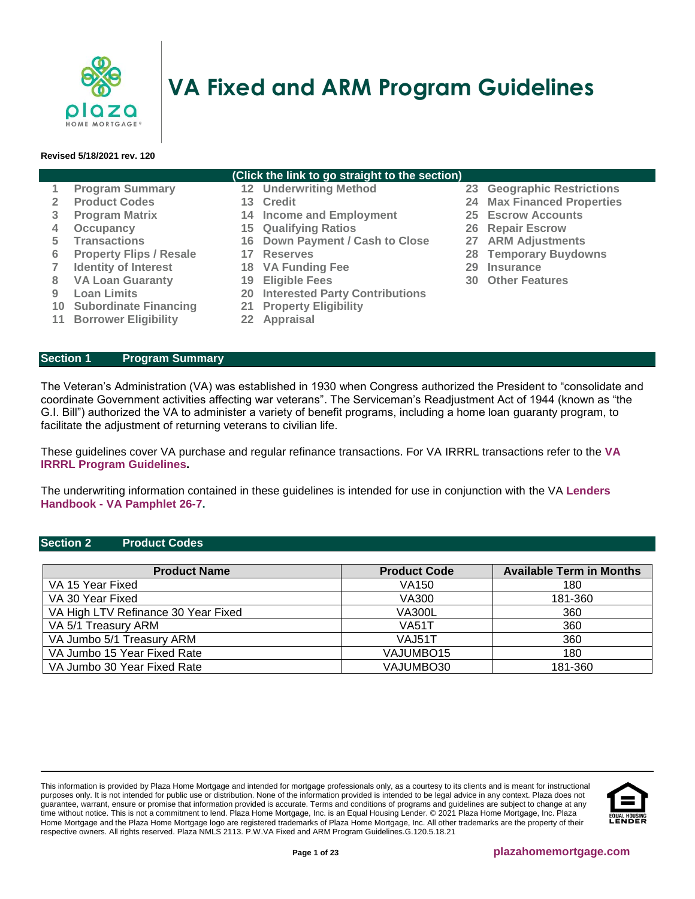# VA Fixed and ARM Program Guidelines

**Revised 5/18/2021 rev. 120**

**(Click the link to go straight to the section)**

| | | |
|---|---|---|
| 1 Program Summary | 12 Underwriting Method | 23 Geographic Restrictions |
| 2 Product Codes | 13 Credit | 24 Max Financed Properties |
| 3 Program Matrix | 14 Income and Employment | 25 Escrow Accounts |
| 4 Occupancy | 15 Qualifying Ratios | 26 Repair Escrow |
| 5 Transactions | 16 Down Payment / Cash to Close | 27 ARM Adjustments |
| 6 Property Flips / Resale | 17 Reserves | 28 Temporary Buydowns |
| 7 Identity of Interest | 18 VA Funding Fee | 29 Insurance |
| 8 VA Loan Guaranty | 19 Eligible Fees | 30 Other Features |
| 9 Loan Limits | 20 Interested Party Contributions | |
| 10 Subordinate Financing | 21 Property Eligibility | |
| 11 Borrower Eligibility | 22 Appraisal | |

## Section 1 Program Summary

The Veteran's Administration (VA) was established in 1930 when Congress authorized the President to "consolidate and coordinate Government activities affecting war veterans". The Serviceman's Readjustment Act of 1944 (known as "the G.I. Bill") authorized the VA to administer a variety of benefit programs, including a home loan guaranty program, to facilitate the adjustment of returning veterans to civilian life.

These guidelines cover VA purchase and regular refinance transactions. For VA IRRRL transactions refer to the **VA IRRRL Program Guidelines.**

The underwriting information contained in these guidelines is intended for use in conjunction with the VA **Lenders Handbook - VA Pamphlet 26-7.**

## Section 2 Product Codes

| Product Name | Product Code | Available Term in Months |
|---|---|---|
| VA 15 Year Fixed | VA150 | 180 |
| VA 30 Year Fixed | VA300 | 181-360 |
| VA High LTV Refinance 30 Year Fixed | VA300L | 360 |
| VA 5/1 Treasury ARM | VA51T | 360 |
| VA Jumbo 5/1 Treasury ARM | VAJ51T | 360 |
| VA Jumbo 15 Year Fixed Rate | VAJUMBO15 | 180 |
| VA Jumbo 30 Year Fixed Rate | VAJUMBO30 | 181-360 |

This information is provided by Plaza Home Mortgage and intended for mortgage professionals only, as a courtesy to its clients and is meant for instructional purposes only. It is not intended for public use or distribution. None of the information provided is intended to be legal advice in any context. Plaza does not guarantee, warrant, ensure or promise that information provided is accurate. Terms and conditions of programs and guidelines are subject to change at any time without notice. This is not a commitment to lend. Plaza Home Mortgage, Inc. is an Equal Housing Lender. © 2021 Plaza Home Mortgage, Inc. Plaza Home Mortgage and the Plaza Home Mortgage logo are registered trademarks of Plaza Home Mortgage, Inc. All other trademarks are the property of their respective owners. All rights reserved. Plaza NMLS 2113. P.W.VA Fixed and ARM Program Guidelines.G.120.5.18.21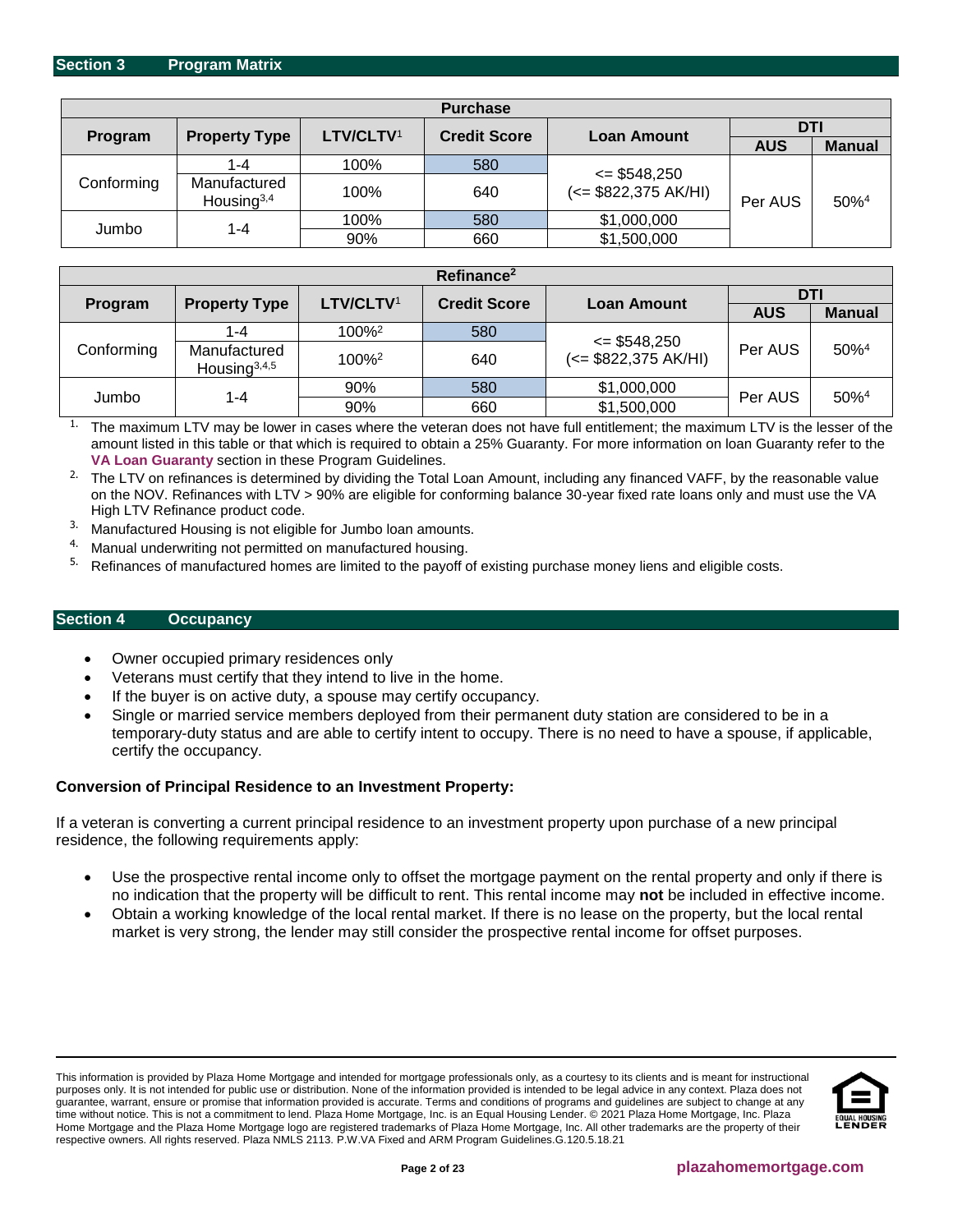## Section 3 Program Matrix

| Purchase | | | | | | |
|---|---|---|---|---|---|---|
| Program | Property Type | LTV/CLTV[1] | Credit Score | Loan Amount | DTI | |
| | | | | | AUS | Manual |
| Conforming | 1-4 | 100% | 580 | <= $548,250 (<= $822,375 AK/HI) | Per AUS | 50%[4] |
| | Manufactured Housing[3,4] | 100% | 640 | | | |
| Jumbo | 1-4 | 100% | 580 | $1,000,000 | | |
| | | 90% | 660 | $1,500,000 | | |

| Refinance[2] | | | | | | |
|---|---|---|---|---|---|---|
| Program | Property Type | LTV/CLTV[1] | Credit Score | Loan Amount | DTI | |
| | | | | | AUS | Manual |
| Conforming | 1-4 | 100%[2] | 580 | <= $548,250 (<= $822,375 AK/HI) | Per AUS | 50%[4] |
| | Manufactured Housing[3,4,5] | 100%[2] | 640 | | | |
| Jumbo | 1-4 | 90% | 580 | $1,000,000 | Per AUS | 50%[4] |
| | | 90% | 660 | $1,500,000 | | |

1. The maximum LTV may be lower in cases where the veteran does not have full entitlement; the maximum LTV is the lesser of the amount listed in this table or that which is required to obtain a 25% Guaranty. For more information on loan Guaranty refer to the **VA Loan Guaranty** section in these Program Guidelines.
2. The LTV on refinances is determined by dividing the Total Loan Amount, including any financed VAFF, by the reasonable value on the NOV. Refinances with LTV > 90% are eligible for conforming balance 30-year fixed rate loans only and must use the VA High LTV Refinance product code.
3. Manufactured Housing is not eligible for Jumbo loan amounts.
4. Manual underwriting not permitted on manufactured housing.
5. Refinances of manufactured homes are limited to the payoff of existing purchase money liens and eligible costs.

## Section 4 Occupancy

- Owner occupied primary residences only
- Veterans must certify that they intend to live in the home.
- If the buyer is on active duty, a spouse may certify occupancy.
- Single or married service members deployed from their permanent duty station are considered to be in a temporary-duty status and are able to certify intent to occupy. There is no need to have a spouse, if applicable, certify the occupancy.

**Conversion of Principal Residence to an Investment Property:**

If a veteran is converting a current principal residence to an investment property upon purchase of a new principal residence, the following requirements apply:

- Use the prospective rental income only to offset the mortgage payment on the rental property and only if there is no indication that the property will be difficult to rent. This rental income may **not** be included in effective income.
- Obtain a working knowledge of the local rental market. If there is no lease on the property, but the local rental market is very strong, the lender may still consider the prospective rental income for offset purposes.

This information is provided by Plaza Home Mortgage and intended for mortgage professionals only, as a courtesy to its clients and is meant for instructional purposes only. It is not intended for public use or distribution. None of the information provided is intended to be legal advice in any context. Plaza does not guarantee, warrant, ensure or promise that information provided is accurate. Terms and conditions of programs and guidelines are subject to change at any time without notice. This is not a commitment to lend. Plaza Home Mortgage, Inc. is an Equal Housing Lender. © 2021 Plaza Home Mortgage, Inc. Plaza Home Mortgage and the Plaza Home Mortgage logo are registered trademarks of Plaza Home Mortgage, Inc. All other trademarks are the property of their respective owners. All rights reserved. Plaza NMLS 2113. P.W.VA Fixed and ARM Program Guidelines.G.120.5.18.21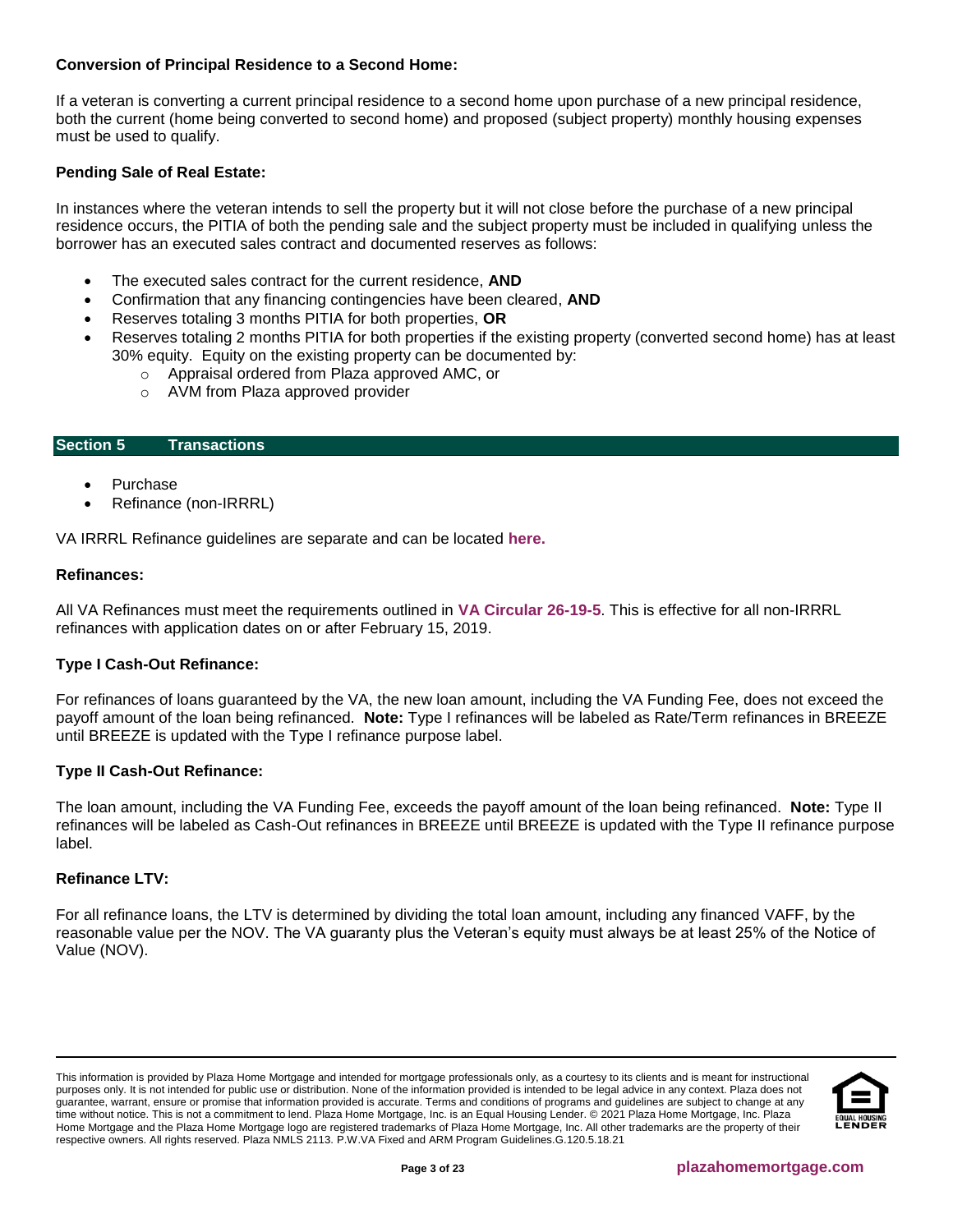**Conversion of Principal Residence to a Second Home:**

If a veteran is converting a current principal residence to a second home upon purchase of a new principal residence, both the current (home being converted to second home) and proposed (subject property) monthly housing expenses must be used to qualify.

**Pending Sale of Real Estate:**

In instances where the veteran intends to sell the property but it will not close before the purchase of a new principal residence occurs, the PITIA of both the pending sale and the subject property must be included in qualifying unless the borrower has an executed sales contract and documented reserves as follows:

- The executed sales contract for the current residence, **AND**
- Confirmation that any financing contingencies have been cleared, **AND**
- Reserves totaling 3 months PITIA for both properties, **OR**
- Reserves totaling 2 months PITIA for both properties if the existing property (converted second home) has at least 30% equity. Equity on the existing property can be documented by:
  - Appraisal ordered from Plaza approved AMC, or
  - AVM from Plaza approved provider

## Section 5 Transactions

- Purchase
- Refinance (non-IRRRL)

VA IRRRL Refinance guidelines are separate and can be located **here.**

**Refinances:**

All VA Refinances must meet the requirements outlined in **VA Circular 26-19-5**. This is effective for all non-IRRRL refinances with application dates on or after February 15, 2019.

**Type I Cash-Out Refinance:**

For refinances of loans guaranteed by the VA, the new loan amount, including the VA Funding Fee, does not exceed the payoff amount of the loan being refinanced. **Note:** Type I refinances will be labeled as Rate/Term refinances in BREEZE until BREEZE is updated with the Type I refinance purpose label.

**Type II Cash-Out Refinance:**

The loan amount, including the VA Funding Fee, exceeds the payoff amount of the loan being refinanced. **Note:** Type II refinances will be labeled as Cash-Out refinances in BREEZE until BREEZE is updated with the Type II refinance purpose label.

**Refinance LTV:**

For all refinance loans, the LTV is determined by dividing the total loan amount, including any financed VAFF, by the reasonable value per the NOV. The VA guaranty plus the Veteran's equity must always be at least 25% of the Notice of Value (NOV).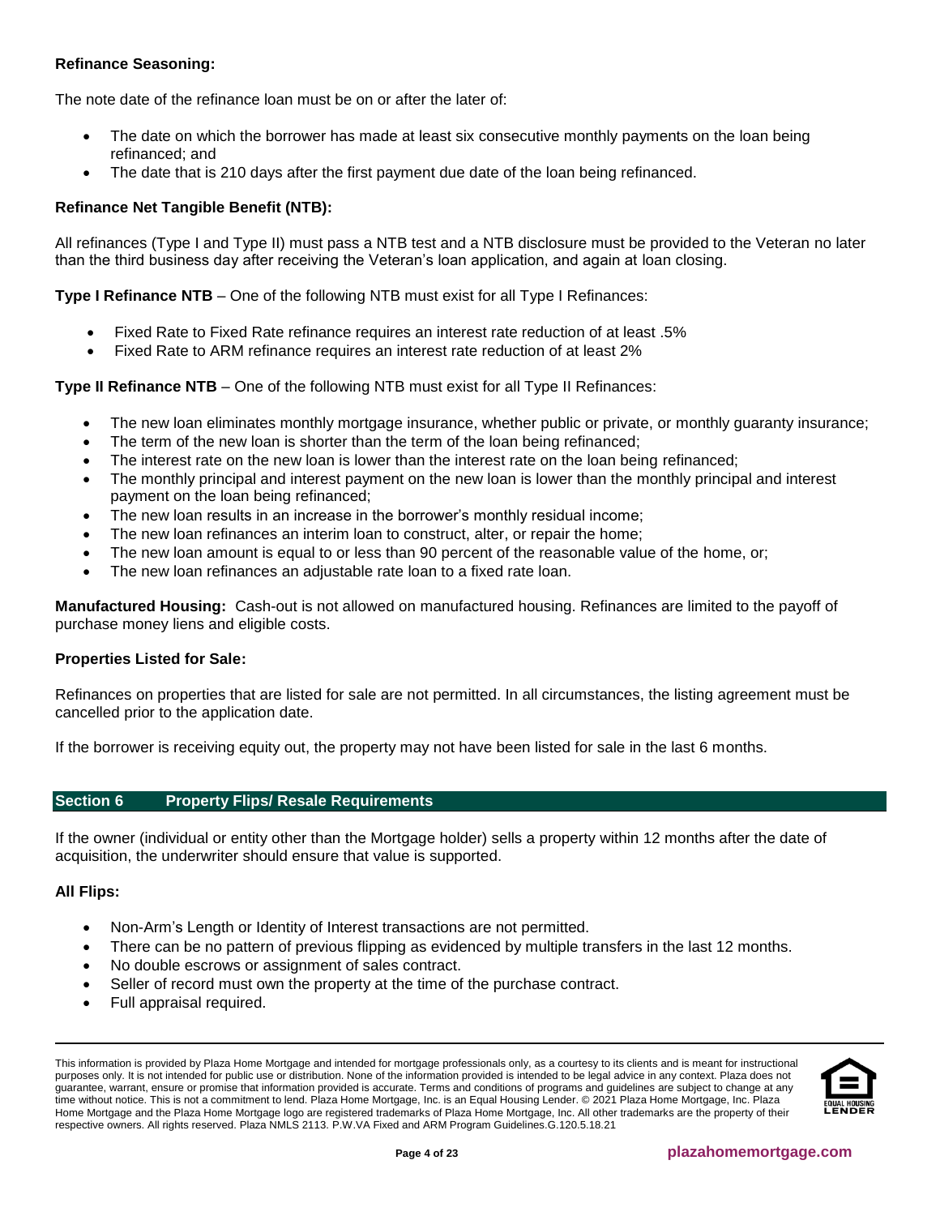**Refinance Seasoning:**

The note date of the refinance loan must be on or after the later of:

- The date on which the borrower has made at least six consecutive monthly payments on the loan being refinanced; and
- The date that is 210 days after the first payment due date of the loan being refinanced.

**Refinance Net Tangible Benefit (NTB):**

All refinances (Type I and Type II) must pass a NTB test and a NTB disclosure must be provided to the Veteran no later than the third business day after receiving the Veteran's loan application, and again at loan closing.

**Type I Refinance NTB** – One of the following NTB must exist for all Type I Refinances:

- Fixed Rate to Fixed Rate refinance requires an interest rate reduction of at least .5%
- Fixed Rate to ARM refinance requires an interest rate reduction of at least 2%

**Type II Refinance NTB** – One of the following NTB must exist for all Type II Refinances:

- The new loan eliminates monthly mortgage insurance, whether public or private, or monthly guaranty insurance;
- The term of the new loan is shorter than the term of the loan being refinanced;
- The interest rate on the new loan is lower than the interest rate on the loan being refinanced;
- The monthly principal and interest payment on the new loan is lower than the monthly principal and interest payment on the loan being refinanced;
- The new loan results in an increase in the borrower's monthly residual income;
- The new loan refinances an interim loan to construct, alter, or repair the home;
- The new loan amount is equal to or less than 90 percent of the reasonable value of the home, or;
- The new loan refinances an adjustable rate loan to a fixed rate loan.

**Manufactured Housing:** Cash-out is not allowed on manufactured housing. Refinances are limited to the payoff of purchase money liens and eligible costs.

**Properties Listed for Sale:**

Refinances on properties that are listed for sale are not permitted. In all circumstances, the listing agreement must be cancelled prior to the application date.

If the borrower is receiving equity out, the property may not have been listed for sale in the last 6 months.

## Section 6 Property Flips/ Resale Requirements

If the owner (individual or entity other than the Mortgage holder) sells a property within 12 months after the date of acquisition, the underwriter should ensure that value is supported.

**All Flips:**

- Non-Arm's Length or Identity of Interest transactions are not permitted.
- There can be no pattern of previous flipping as evidenced by multiple transfers in the last 12 months.
- No double escrows or assignment of sales contract.
- Seller of record must own the property at the time of the purchase contract.
- Full appraisal required.

This information is provided by Plaza Home Mortgage and intended for mortgage professionals only, as a courtesy to its clients and is meant for instructional purposes only. It is not intended for public use or distribution. None of the information provided is intended to be legal advice in any context. Plaza does not guarantee, warrant, ensure or promise that information provided is accurate. Terms and conditions of programs and guidelines are subject to change at any time without notice. This is not a commitment to lend. Plaza Home Mortgage, Inc. is an Equal Housing Lender. © 2021 Plaza Home Mortgage, Inc. Plaza Home Mortgage and the Plaza Home Mortgage logo are registered trademarks of Plaza Home Mortgage, Inc. All other trademarks are the property of their respective owners. All rights reserved. Plaza NMLS 2113. P.W.VA Fixed and ARM Program Guidelines.G.120.5.18.21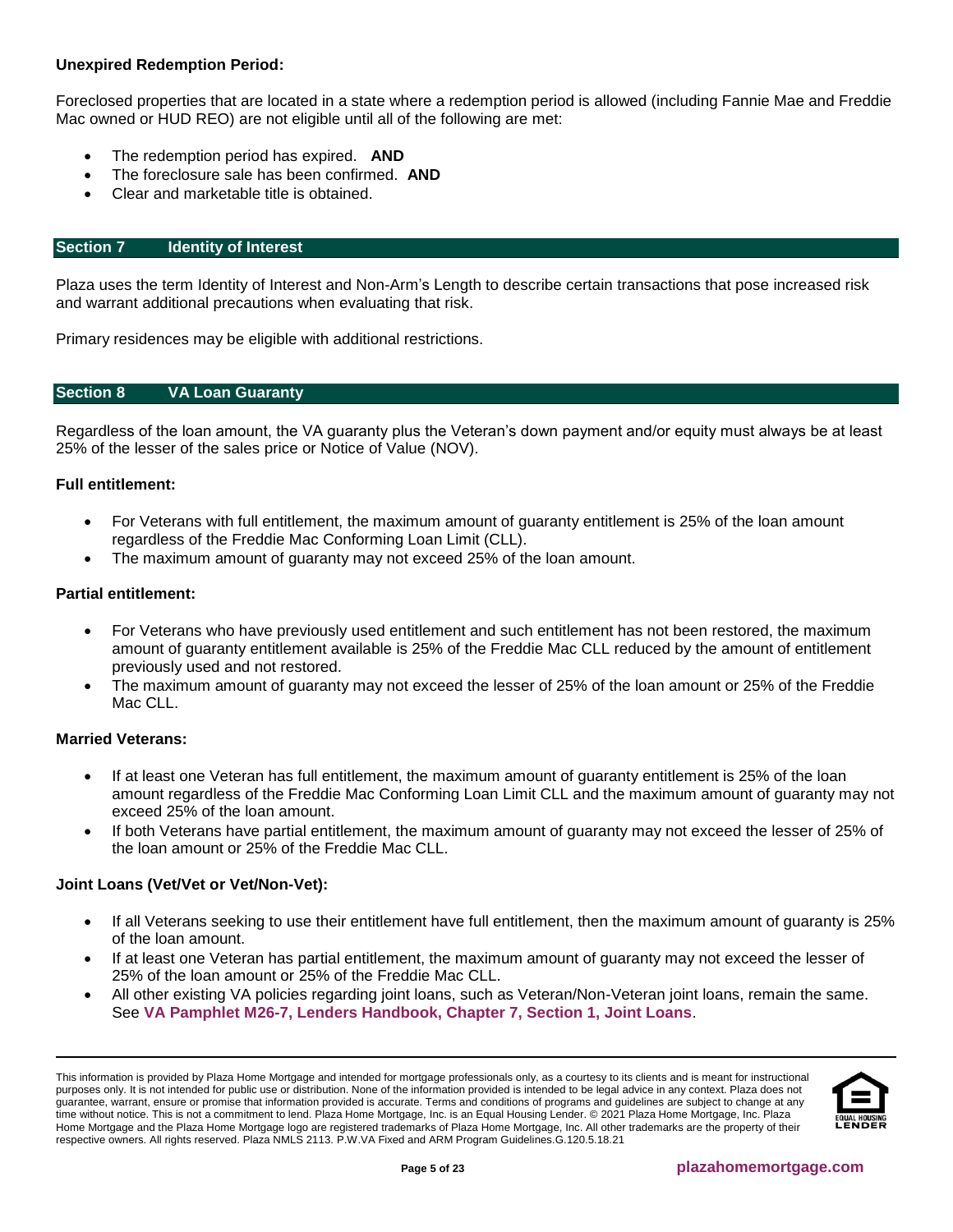**Unexpired Redemption Period:**

Foreclosed properties that are located in a state where a redemption period is allowed (including Fannie Mae and Freddie Mac owned or HUD REO) are not eligible until all of the following are met:

- The redemption period has expired. **AND**
- The foreclosure sale has been confirmed. **AND**
- Clear and marketable title is obtained.

## Section 7 Identity of Interest

Plaza uses the term Identity of Interest and Non-Arm's Length to describe certain transactions that pose increased risk and warrant additional precautions when evaluating that risk.

Primary residences may be eligible with additional restrictions.

## Section 8 VA Loan Guaranty

Regardless of the loan amount, the VA guaranty plus the Veteran's down payment and/or equity must always be at least 25% of the lesser of the sales price or Notice of Value (NOV).

**Full entitlement:**

- For Veterans with full entitlement, the maximum amount of guaranty entitlement is 25% of the loan amount regardless of the Freddie Mac Conforming Loan Limit (CLL).
- The maximum amount of guaranty may not exceed 25% of the loan amount.

**Partial entitlement:**

- For Veterans who have previously used entitlement and such entitlement has not been restored, the maximum amount of guaranty entitlement available is 25% of the Freddie Mac CLL reduced by the amount of entitlement previously used and not restored.
- The maximum amount of guaranty may not exceed the lesser of 25% of the loan amount or 25% of the Freddie Mac CLL.

**Married Veterans:**

- If at least one Veteran has full entitlement, the maximum amount of guaranty entitlement is 25% of the loan amount regardless of the Freddie Mac Conforming Loan Limit CLL and the maximum amount of guaranty may not exceed 25% of the loan amount.
- If both Veterans have partial entitlement, the maximum amount of guaranty may not exceed the lesser of 25% of the loan amount or 25% of the Freddie Mac CLL.

**Joint Loans (Vet/Vet or Vet/Non-Vet):**

- If all Veterans seeking to use their entitlement have full entitlement, then the maximum amount of guaranty is 25% of the loan amount.
- If at least one Veteran has partial entitlement, the maximum amount of guaranty may not exceed the lesser of 25% of the loan amount or 25% of the Freddie Mac CLL.
- All other existing VA policies regarding joint loans, such as Veteran/Non-Veteran joint loans, remain the same. See **VA Pamphlet M26-7, Lenders Handbook, Chapter 7, Section 1, Joint Loans**.

This information is provided by Plaza Home Mortgage and intended for mortgage professionals only, as a courtesy to its clients and is meant for instructional purposes only. It is not intended for public use or distribution. None of the information provided is intended to be legal advice in any context. Plaza does not guarantee, warrant, ensure or promise that information provided is accurate. Terms and conditions of programs and guidelines are subject to change at any time without notice. This is not a commitment to lend. Plaza Home Mortgage, Inc. is an Equal Housing Lender. © 2021 Plaza Home Mortgage, Inc. Plaza Home Mortgage and the Plaza Home Mortgage logo are registered trademarks of Plaza Home Mortgage, Inc. All other trademarks are the property of their respective owners. All rights reserved. Plaza NMLS 2113. P.W.VA Fixed and ARM Program Guidelines.G.120.5.18.21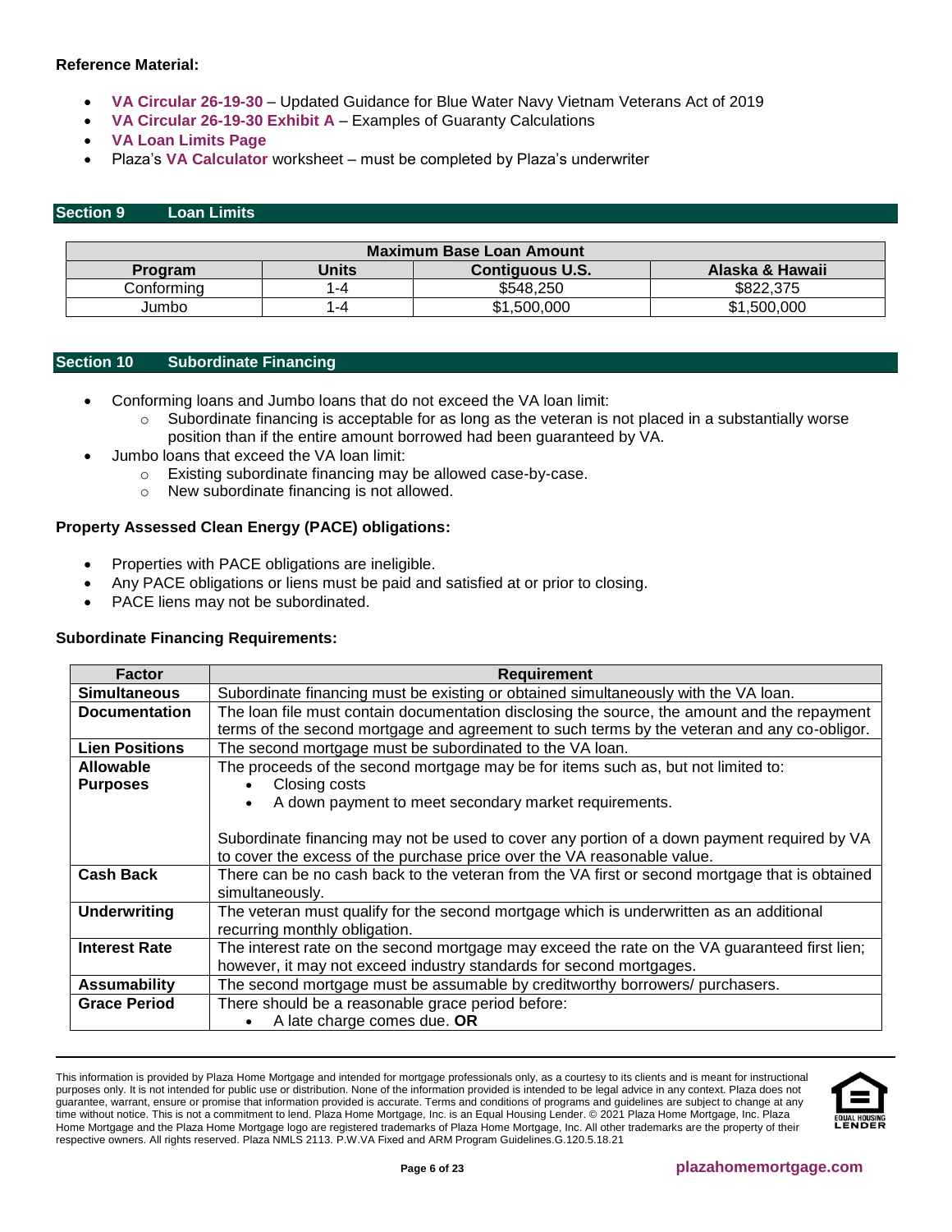**Reference Material:**

- **VA Circular 26-19-30** – Updated Guidance for Blue Water Navy Vietnam Veterans Act of 2019
- **VA Circular 26-19-30 Exhibit A** – Examples of Guaranty Calculations
- **VA Loan Limits Page**
- Plaza's **VA Calculator** worksheet – must be completed by Plaza's underwriter

## Section 9 Loan Limits

| Maximum Base Loan Amount | | | |
|---|---|---|---|
| **Program** | **Units** | **Contiguous U.S.** | **Alaska & Hawaii** |
| Conforming | 1-4 | $548,250 | $822,375 |
| Jumbo | 1-4 | $1,500,000 | $1,500,000 |

## Section 10 Subordinate Financing

- Conforming loans and Jumbo loans that do not exceed the VA loan limit:
  - Subordinate financing is acceptable for as long as the veteran is not placed in a substantially worse position than if the entire amount borrowed had been guaranteed by VA.
- Jumbo loans that exceed the VA loan limit:
  - Existing subordinate financing may be allowed case-by-case.
  - New subordinate financing is not allowed.

**Property Assessed Clean Energy (PACE) obligations:**

- Properties with PACE obligations are ineligible.
- Any PACE obligations or liens must be paid and satisfied at or prior to closing.
- PACE liens may not be subordinated.

**Subordinate Financing Requirements:**

| Factor | Requirement |
|---|---|
| **Simultaneous** | Subordinate financing must be existing or obtained simultaneously with the VA loan. |
| **Documentation** | The loan file must contain documentation disclosing the source, the amount and the repayment terms of the second mortgage and agreement to such terms by the veteran and any co-obligor. |
| **Lien Positions** | The second mortgage must be subordinated to the VA loan. |
| **Allowable Purposes** | The proceeds of the second mortgage may be for items such as, but not limited to: <br>• Closing costs <br>• A down payment to meet secondary market requirements. <br><br>Subordinate financing may not be used to cover any portion of a down payment required by VA to cover the excess of the purchase price over the VA reasonable value. |
| **Cash Back** | There can be no cash back to the veteran from the VA first or second mortgage that is obtained simultaneously. |
| **Underwriting** | The veteran must qualify for the second mortgage which is underwritten as an additional recurring monthly obligation. |
| **Interest Rate** | The interest rate on the second mortgage may exceed the rate on the VA guaranteed first lien; however, it may not exceed industry standards for second mortgages. |
| **Assumability** | The second mortgage must be assumable by creditworthy borrowers/ purchasers. |
| **Grace Period** | There should be a reasonable grace period before: <br>• A late charge comes due. **OR** |

This information is provided by Plaza Home Mortgage and intended for mortgage professionals only, as a courtesy to its clients and is meant for instructional purposes only. It is not intended for public use or distribution. None of the information provided is intended to be legal advice in any context. Plaza does not guarantee, warrant, ensure or promise that information provided is accurate. Terms and conditions of programs and guidelines are subject to change at any time without notice. This is not a commitment to lend. Plaza Home Mortgage, Inc. is an Equal Housing Lender. © 2021 Plaza Home Mortgage, Inc. Plaza Home Mortgage and the Plaza Home Mortgage logo are registered trademarks of Plaza Home Mortgage, Inc. All other trademarks are the property of their respective owners. All rights reserved. Plaza NMLS 2113. P.W.VA Fixed and ARM Program Guidelines.G.120.5.18.21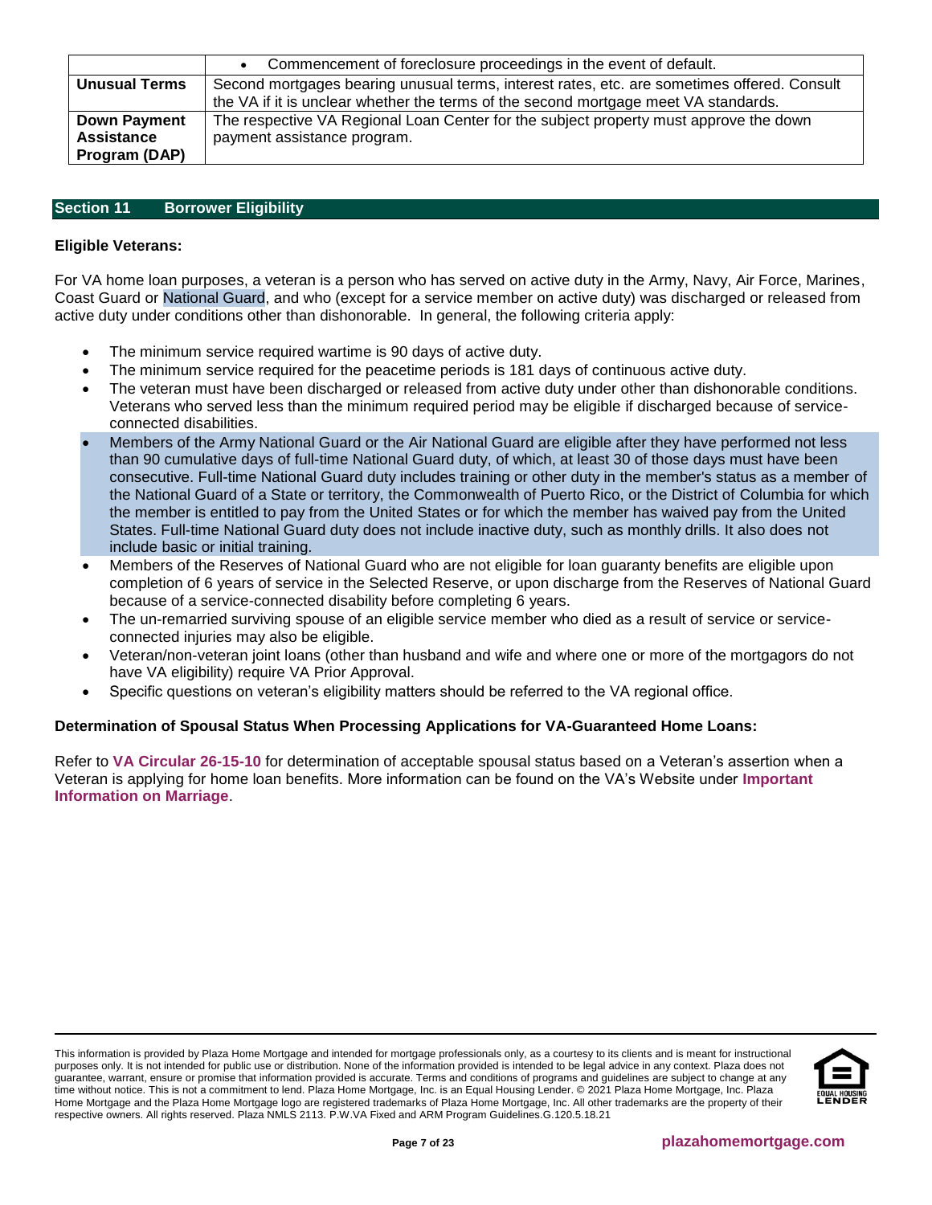| | |
|---|---|
| | • Commencement of foreclosure proceedings in the event of default. |
| **Unusual Terms** | Second mortgages bearing unusual terms, interest rates, etc. are sometimes offered. Consult the VA if it is unclear whether the terms of the second mortgage meet VA standards. |
| **Down Payment Assistance Program (DAP)** | The respective VA Regional Loan Center for the subject property must approve the down payment assistance program. |

## Section 11 Borrower Eligibility

**Eligible Veterans:**

For VA home loan purposes, a veteran is a person who has served on active duty in the Army, Navy, Air Force, Marines, Coast Guard or National Guard, and who (except for a service member on active duty) was discharged or released from active duty under conditions other than dishonorable. In general, the following criteria apply:

- The minimum service required wartime is 90 days of active duty.
- The minimum service required for the peacetime periods is 181 days of continuous active duty.
- The veteran must have been discharged or released from active duty under other than dishonorable conditions. Veterans who served less than the minimum required period may be eligible if discharged because of service-connected disabilities.
- Members of the Army National Guard or the Air National Guard are eligible after they have performed not less than 90 cumulative days of full-time National Guard duty, of which, at least 30 of those days must have been consecutive. Full-time National Guard duty includes training or other duty in the member's status as a member of the National Guard of a State or territory, the Commonwealth of Puerto Rico, or the District of Columbia for which the member is entitled to pay from the United States or for which the member has waived pay from the United States. Full-time National Guard duty does not include inactive duty, such as monthly drills. It also does not include basic or initial training.
- Members of the Reserves of National Guard who are not eligible for loan guaranty benefits are eligible upon completion of 6 years of service in the Selected Reserve, or upon discharge from the Reserves of National Guard because of a service-connected disability before completing 6 years.
- The un-remarried surviving spouse of an eligible service member who died as a result of service or service-connected injuries may also be eligible.
- Veteran/non-veteran joint loans (other than husband and wife and where one or more of the mortgagors do not have VA eligibility) require VA Prior Approval.
- Specific questions on veteran's eligibility matters should be referred to the VA regional office.

**Determination of Spousal Status When Processing Applications for VA-Guaranteed Home Loans:**

Refer to **VA Circular 26-15-10** for determination of acceptable spousal status based on a Veteran's assertion when a Veteran is applying for home loan benefits. More information can be found on the VA's Website under **Important Information on Marriage**.

This information is provided by Plaza Home Mortgage and intended for mortgage professionals only, as a courtesy to its clients and is meant for instructional purposes only. It is not intended for public use or distribution. None of the information provided is intended to be legal advice in any context. Plaza does not guarantee, warrant, ensure or promise that information provided is accurate. Terms and conditions of programs and guidelines are subject to change at any time without notice. This is not a commitment to lend. Plaza Home Mortgage, Inc. is an Equal Housing Lender. © 2021 Plaza Home Mortgage, Inc. Plaza Home Mortgage and the Plaza Home Mortgage logo are registered trademarks of Plaza Home Mortgage, Inc. All other trademarks are the property of their respective owners. All rights reserved. Plaza NMLS 2113. P.W.VA Fixed and ARM Program Guidelines.G.120.5.18.21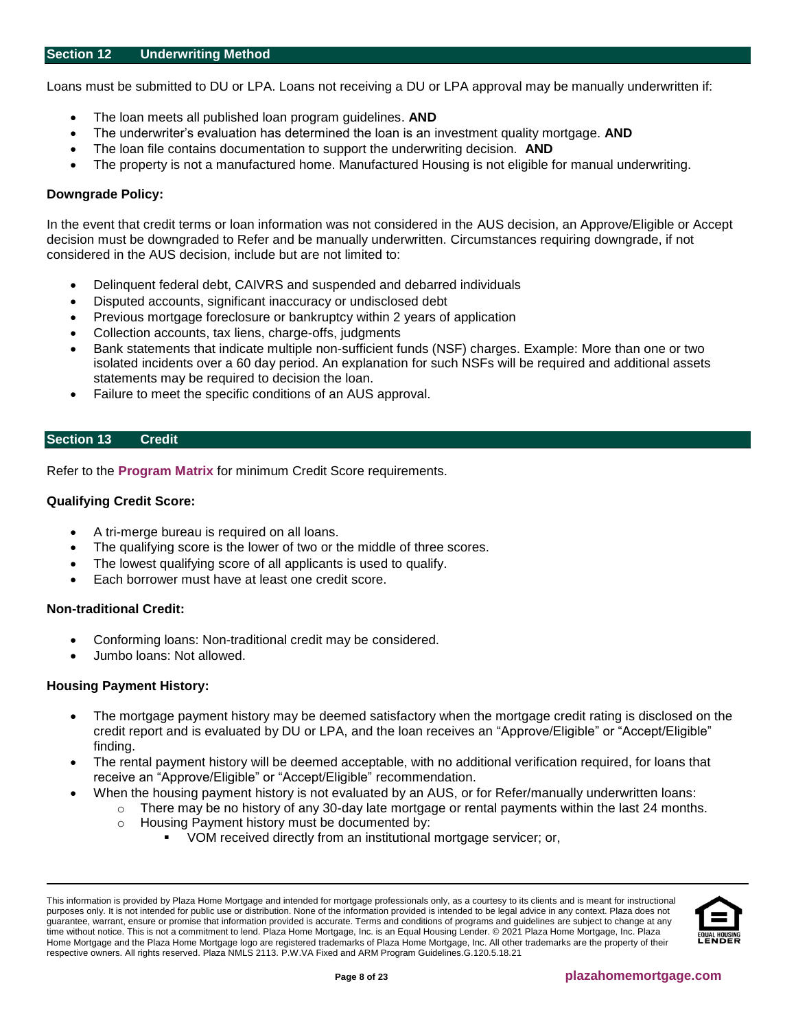## Section 12 Underwriting Method

Loans must be submitted to DU or LPA. Loans not receiving a DU or LPA approval may be manually underwritten if:

- The loan meets all published loan program guidelines. **AND**
- The underwriter's evaluation has determined the loan is an investment quality mortgage. **AND**
- The loan file contains documentation to support the underwriting decision. **AND**
- The property is not a manufactured home. Manufactured Housing is not eligible for manual underwriting.

**Downgrade Policy:**

In the event that credit terms or loan information was not considered in the AUS decision, an Approve/Eligible or Accept decision must be downgraded to Refer and be manually underwritten. Circumstances requiring downgrade, if not considered in the AUS decision, include but are not limited to:

- Delinquent federal debt, CAIVRS and suspended and debarred individuals
- Disputed accounts, significant inaccuracy or undisclosed debt
- Previous mortgage foreclosure or bankruptcy within 2 years of application
- Collection accounts, tax liens, charge-offs, judgments
- Bank statements that indicate multiple non-sufficient funds (NSF) charges. Example: More than one or two isolated incidents over a 60 day period. An explanation for such NSFs will be required and additional assets statements may be required to decision the loan.
- Failure to meet the specific conditions of an AUS approval.

## Section 13 Credit

Refer to the **Program Matrix** for minimum Credit Score requirements.

**Qualifying Credit Score:**

- A tri-merge bureau is required on all loans.
- The qualifying score is the lower of two or the middle of three scores.
- The lowest qualifying score of all applicants is used to qualify.
- Each borrower must have at least one credit score.

**Non-traditional Credit:**

- Conforming loans: Non-traditional credit may be considered.
- Jumbo loans: Not allowed.

**Housing Payment History:**

- The mortgage payment history may be deemed satisfactory when the mortgage credit rating is disclosed on the credit report and is evaluated by DU or LPA, and the loan receives an "Approve/Eligible" or "Accept/Eligible" finding.
- The rental payment history will be deemed acceptable, with no additional verification required, for loans that receive an "Approve/Eligible" or "Accept/Eligible" recommendation.
- When the housing payment history is not evaluated by an AUS, or for Refer/manually underwritten loans:
  - There may be no history of any 30-day late mortgage or rental payments within the last 24 months.
  - Housing Payment history must be documented by:
    - VOM received directly from an institutional mortgage servicer; or,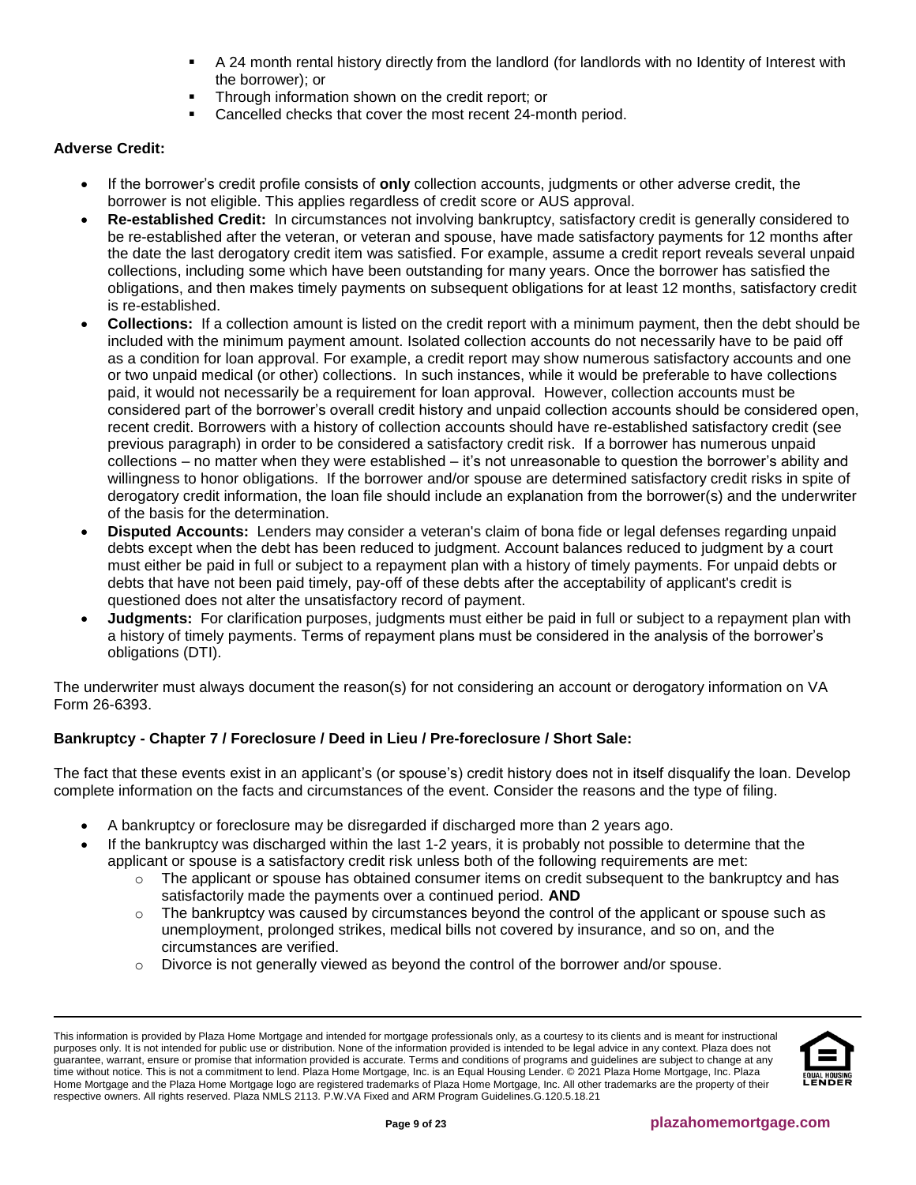- A 24 month rental history directly from the landlord (for landlords with no Identity of Interest with the borrower); or
- Through information shown on the credit report; or
- Cancelled checks that cover the most recent 24-month period.

**Adverse Credit:**

- If the borrower's credit profile consists of **only** collection accounts, judgments or other adverse credit, the borrower is not eligible. This applies regardless of credit score or AUS approval.
- **Re-established Credit:** In circumstances not involving bankruptcy, satisfactory credit is generally considered to be re-established after the veteran, or veteran and spouse, have made satisfactory payments for 12 months after the date the last derogatory credit item was satisfied. For example, assume a credit report reveals several unpaid collections, including some which have been outstanding for many years. Once the borrower has satisfied the obligations, and then makes timely payments on subsequent obligations for at least 12 months, satisfactory credit is re-established.
- **Collections:** If a collection amount is listed on the credit report with a minimum payment, then the debt should be included with the minimum payment amount. Isolated collection accounts do not necessarily have to be paid off as a condition for loan approval. For example, a credit report may show numerous satisfactory accounts and one or two unpaid medical (or other) collections. In such instances, while it would be preferable to have collections paid, it would not necessarily be a requirement for loan approval. However, collection accounts must be considered part of the borrower's overall credit history and unpaid collection accounts should be considered open, recent credit. Borrowers with a history of collection accounts should have re-established satisfactory credit (see previous paragraph) in order to be considered a satisfactory credit risk. If a borrower has numerous unpaid collections – no matter when they were established – it's not unreasonable to question the borrower's ability and willingness to honor obligations. If the borrower and/or spouse are determined satisfactory credit risks in spite of derogatory credit information, the loan file should include an explanation from the borrower(s) and the underwriter of the basis for the determination.
- **Disputed Accounts:** Lenders may consider a veteran's claim of bona fide or legal defenses regarding unpaid debts except when the debt has been reduced to judgment. Account balances reduced to judgment by a court must either be paid in full or subject to a repayment plan with a history of timely payments. For unpaid debts or debts that have not been paid timely, pay-off of these debts after the acceptability of applicant's credit is questioned does not alter the unsatisfactory record of payment.
- **Judgments:** For clarification purposes, judgments must either be paid in full or subject to a repayment plan with a history of timely payments. Terms of repayment plans must be considered in the analysis of the borrower's obligations (DTI).

The underwriter must always document the reason(s) for not considering an account or derogatory information on VA Form 26-6393.

**Bankruptcy - Chapter 7 / Foreclosure / Deed in Lieu / Pre-foreclosure / Short Sale:**

The fact that these events exist in an applicant's (or spouse's) credit history does not in itself disqualify the loan. Develop complete information on the facts and circumstances of the event. Consider the reasons and the type of filing.

- A bankruptcy or foreclosure may be disregarded if discharged more than 2 years ago.
- If the bankruptcy was discharged within the last 1-2 years, it is probably not possible to determine that the applicant or spouse is a satisfactory credit risk unless both of the following requirements are met:
  - The applicant or spouse has obtained consumer items on credit subsequent to the bankruptcy and has satisfactorily made the payments over a continued period. **AND**
  - The bankruptcy was caused by circumstances beyond the control of the applicant or spouse such as unemployment, prolonged strikes, medical bills not covered by insurance, and so on, and the circumstances are verified.
  - Divorce is not generally viewed as beyond the control of the borrower and/or spouse.

This information is provided by Plaza Home Mortgage and intended for mortgage professionals only, as a courtesy to its clients and is meant for instructional purposes only. It is not intended for public use or distribution. None of the information provided is intended to be legal advice in any context. Plaza does not guarantee, warrant, ensure or promise that information provided is accurate. Terms and conditions of programs and guidelines are subject to change at any time without notice. This is not a commitment to lend. Plaza Home Mortgage, Inc. is an Equal Housing Lender. © 2021 Plaza Home Mortgage, Inc. Plaza Home Mortgage and the Plaza Home Mortgage logo are registered trademarks of Plaza Home Mortgage, Inc. All other trademarks are the property of their respective owners. All rights reserved. Plaza NMLS 2113. P.W.VA Fixed and ARM Program Guidelines.G.120.5.18.21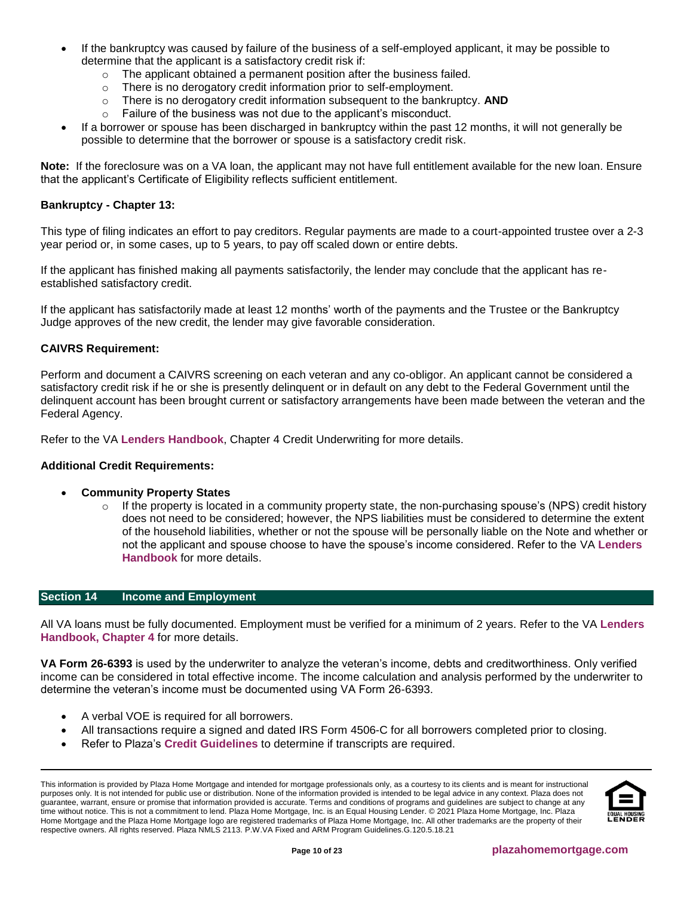- If the bankruptcy was caused by failure of the business of a self-employed applicant, it may be possible to determine that the applicant is a satisfactory credit risk if:
  - The applicant obtained a permanent position after the business failed.
  - There is no derogatory credit information prior to self-employment.
  - There is no derogatory credit information subsequent to the bankruptcy. **AND**
  - Failure of the business was not due to the applicant's misconduct.
- If a borrower or spouse has been discharged in bankruptcy within the past 12 months, it will not generally be possible to determine that the borrower or spouse is a satisfactory credit risk.

**Note:** If the foreclosure was on a VA loan, the applicant may not have full entitlement available for the new loan. Ensure that the applicant's Certificate of Eligibility reflects sufficient entitlement.

**Bankruptcy - Chapter 13:**

This type of filing indicates an effort to pay creditors. Regular payments are made to a court-appointed trustee over a 2-3 year period or, in some cases, up to 5 years, to pay off scaled down or entire debts.

If the applicant has finished making all payments satisfactorily, the lender may conclude that the applicant has re-established satisfactory credit.

If the applicant has satisfactorily made at least 12 months' worth of the payments and the Trustee or the Bankruptcy Judge approves of the new credit, the lender may give favorable consideration.

**CAIVRS Requirement:**

Perform and document a CAIVRS screening on each veteran and any co-obligor. An applicant cannot be considered a satisfactory credit risk if he or she is presently delinquent or in default on any debt to the Federal Government until the delinquent account has been brought current or satisfactory arrangements have been made between the veteran and the Federal Agency.

Refer to the VA **Lenders Handbook**, Chapter 4 Credit Underwriting for more details.

**Additional Credit Requirements:**

- **Community Property States**
  - If the property is located in a community property state, the non-purchasing spouse's (NPS) credit history does not need to be considered; however, the NPS liabilities must be considered to determine the extent of the household liabilities, whether or not the spouse will be personally liable on the Note and whether or not the applicant and spouse choose to have the spouse's income considered. Refer to the VA **Lenders Handbook** for more details.

## Section 14 Income and Employment

All VA loans must be fully documented. Employment must be verified for a minimum of 2 years. Refer to the VA **Lenders Handbook, Chapter 4** for more details.

**VA Form 26-6393** is used by the underwriter to analyze the veteran's income, debts and creditworthiness. Only verified income can be considered in total effective income. The income calculation and analysis performed by the underwriter to determine the veteran's income must be documented using VA Form 26-6393.

- A verbal VOE is required for all borrowers.
- All transactions require a signed and dated IRS Form 4506-C for all borrowers completed prior to closing.
- Refer to Plaza's **Credit Guidelines** to determine if transcripts are required.

This information is provided by Plaza Home Mortgage and intended for mortgage professionals only, as a courtesy to its clients and is meant for instructional purposes only. It is not intended for public use or distribution. None of the information provided is intended to be legal advice in any context. Plaza does not guarantee, warrant, ensure or promise that information provided is accurate. Terms and conditions of programs and guidelines are subject to change at any time without notice. This is not a commitment to lend. Plaza Home Mortgage, Inc. is an Equal Housing Lender. © 2021 Plaza Home Mortgage, Inc. Plaza Home Mortgage and the Plaza Home Mortgage logo are registered trademarks of Plaza Home Mortgage, Inc. All other trademarks are the property of their respective owners. All rights reserved. Plaza NMLS 2113. P.W.VA Fixed and ARM Program Guidelines.G.120.5.18.21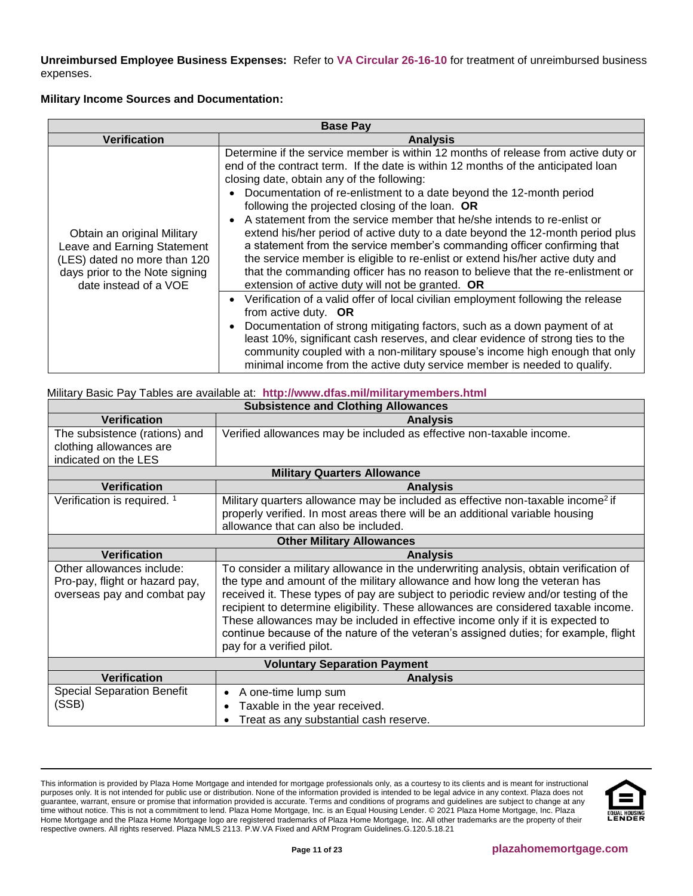**Unreimbursed Employee Business Expenses:** Refer to **VA Circular 26-16-10** for treatment of unreimbursed business expenses.

**Military Income Sources and Documentation:**

| Base Pay | |
|---|---|
| **Verification** | **Analysis** |
| Obtain an original Military Leave and Earning Statement (LES) dated no more than 120 days prior to the Note signing date instead of a VOE | Determine if the service member is within 12 months of release from active duty or end of the contract term. If the date is within 12 months of the anticipated loan closing date, obtain any of the following:<br>• Documentation of re-enlistment to a date beyond the 12-month period following the projected closing of the loan. **OR**<br>• A statement from the service member that he/she intends to re-enlist or extend his/her period of active duty to a date beyond the 12-month period plus a statement from the service member's commanding officer confirming that the service member is eligible to re-enlist or extend his/her active duty and that the commanding officer has no reason to believe that the re-enlistment or extension of active duty will not be granted. **OR**<br>• Verification of a valid offer of local civilian employment following the release from active duty. **OR**<br>• Documentation of strong mitigating factors, such as a down payment of at least 10%, significant cash reserves, and clear evidence of strong ties to the community coupled with a non-military spouse's income high enough that only minimal income from the active duty service member is needed to qualify. |

Military Basic Pay Tables are available at: **http://www.dfas.mil/militarymembers.html**

| Subsistence and Clothing Allowances | |
|---|---|
| **Verification** | **Analysis** |
| The subsistence (rations) and clothing allowances are indicated on the LES | Verified allowances may be included as effective non-taxable income. |
| **Military Quarters Allowance** | |
| **Verification** | **Analysis** |
| Verification is required. [1] | Military quarters allowance may be included as effective non-taxable income[2] if properly verified. In most areas there will be an additional variable housing allowance that can also be included. |
| **Other Military Allowances** | |
| **Verification** | **Analysis** |
| Other allowances include: Pro-pay, flight or hazard pay, overseas pay and combat pay | To consider a military allowance in the underwriting analysis, obtain verification of the type and amount of the military allowance and how long the veteran has received it. These types of pay are subject to periodic review and/or testing of the recipient to determine eligibility. These allowances are considered taxable income. These allowances may be included in effective income only if it is expected to continue because of the nature of the veteran's assigned duties; for example, flight pay for a verified pilot. |
| **Voluntary Separation Payment** | |
| **Verification** | **Analysis** |
| Special Separation Benefit (SSB) | • A one-time lump sum<br>• Taxable in the year received.<br>• Treat as any substantial cash reserve. |

This information is provided by Plaza Home Mortgage and intended for mortgage professionals only, as a courtesy to its clients and is meant for instructional purposes only. It is not intended for public use or distribution. None of the information provided is intended to be legal advice in any context. Plaza does not guarantee, warrant, ensure or promise that information provided is accurate. Terms and conditions of programs and guidelines are subject to change at any time without notice. This is not a commitment to lend. Plaza Home Mortgage, Inc. is an Equal Housing Lender. © 2021 Plaza Home Mortgage, Inc. Plaza Home Mortgage and the Plaza Home Mortgage logo are registered trademarks of Plaza Home Mortgage, Inc. All other trademarks are the property of their respective owners. All rights reserved. Plaza NMLS 2113. P.W.VA Fixed and ARM Program Guidelines.G.120.5.18.21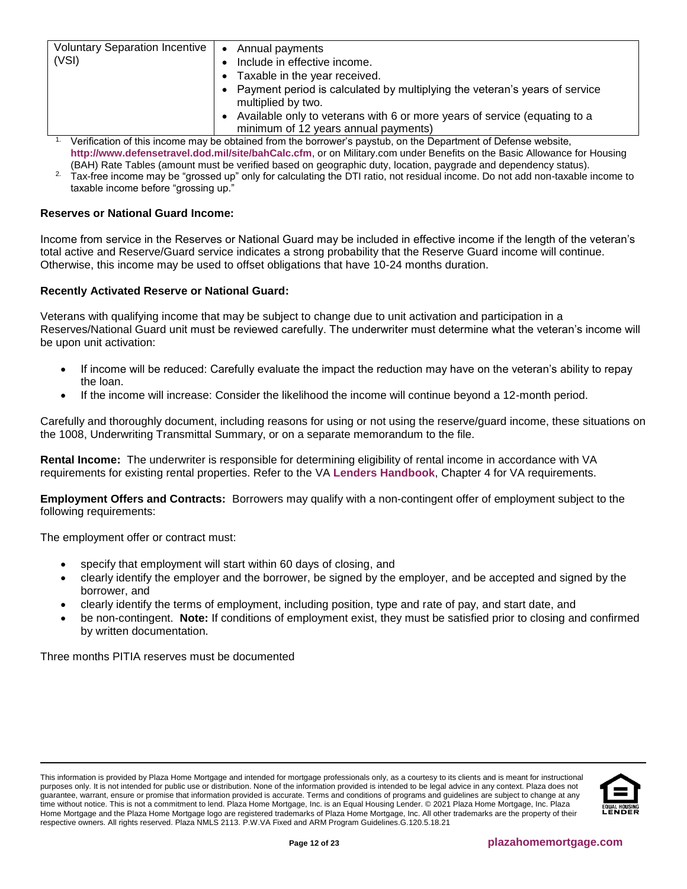| Voluntary Separation Incentive (VSI) | • Annual payments<br>• Include in effective income.<br>• Taxable in the year received.<br>• Payment period is calculated by multiplying the veteran's years of service multiplied by two.<br>• Available only to veterans with 6 or more years of service (equating to a minimum of 12 years annual payments) |
|---|---|

1. Verification of this income may be obtained from the borrower's paystub, on the Department of Defense website, **http://www.defensetravel.dod.mil/site/bahCalc.cfm**, or on Military.com under Benefits on the Basic Allowance for Housing (BAH) Rate Tables (amount must be verified based on geographic duty, location, paygrade and dependency status).
2. Tax-free income may be "grossed up" only for calculating the DTI ratio, not residual income. Do not add non-taxable income to taxable income before "grossing up."

**Reserves or National Guard Income:**

Income from service in the Reserves or National Guard may be included in effective income if the length of the veteran's total active and Reserve/Guard service indicates a strong probability that the Reserve Guard income will continue. Otherwise, this income may be used to offset obligations that have 10-24 months duration.

**Recently Activated Reserve or National Guard:**

Veterans with qualifying income that may be subject to change due to unit activation and participation in a Reserves/National Guard unit must be reviewed carefully. The underwriter must determine what the veteran's income will be upon unit activation:

- If income will be reduced: Carefully evaluate the impact the reduction may have on the veteran's ability to repay the loan.
- If the income will increase: Consider the likelihood the income will continue beyond a 12-month period.

Carefully and thoroughly document, including reasons for using or not using the reserve/guard income, these situations on the 1008, Underwriting Transmittal Summary, or on a separate memorandum to the file.

**Rental Income:** The underwriter is responsible for determining eligibility of rental income in accordance with VA requirements for existing rental properties. Refer to the VA **Lenders Handbook**, Chapter 4 for VA requirements.

**Employment Offers and Contracts:** Borrowers may qualify with a non-contingent offer of employment subject to the following requirements:

The employment offer or contract must:

- specify that employment will start within 60 days of closing, and
- clearly identify the employer and the borrower, be signed by the employer, and be accepted and signed by the borrower, and
- clearly identify the terms of employment, including position, type and rate of pay, and start date, and
- be non-contingent. **Note:** If conditions of employment exist, they must be satisfied prior to closing and confirmed by written documentation.

Three months PITIA reserves must be documented

This information is provided by Plaza Home Mortgage and intended for mortgage professionals only, as a courtesy to its clients and is meant for instructional purposes only. It is not intended for public use or distribution. None of the information provided is intended to be legal advice in any context. Plaza does not guarantee, warrant, ensure or promise that information provided is accurate. Terms and conditions of programs and guidelines are subject to change at any time without notice. This is not a commitment to lend. Plaza Home Mortgage, Inc. is an Equal Housing Lender. © 2021 Plaza Home Mortgage, Inc. Plaza Home Mortgage and the Plaza Home Mortgage logo are registered trademarks of Plaza Home Mortgage, Inc. All other trademarks are the property of their respective owners. All rights reserved. Plaza NMLS 2113. P.W.VA Fixed and ARM Program Guidelines.G.120.5.18.21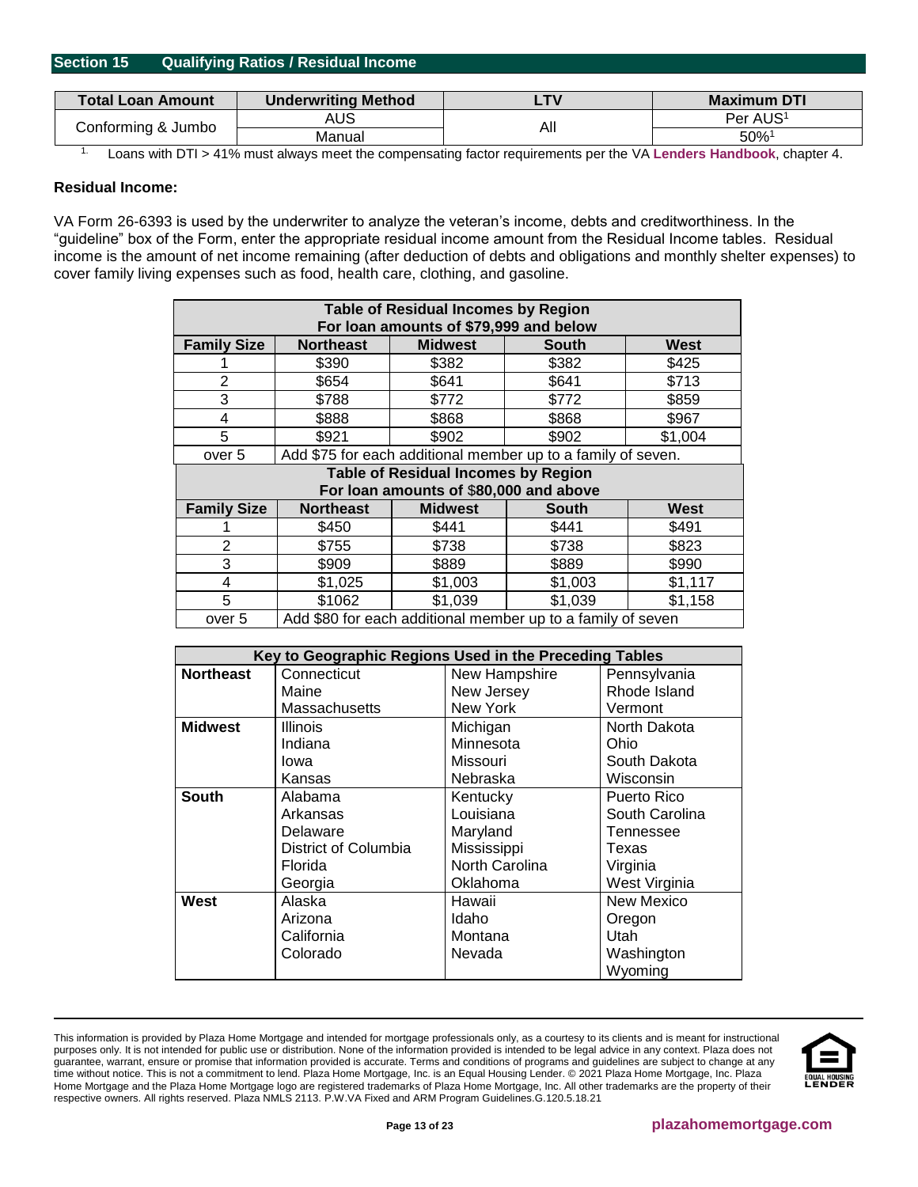## Section 15 Qualifying Ratios / Residual Income

| Total Loan Amount | Underwriting Method | LTV | Maximum DTI |
|---|---|---|---|
| Conforming & Jumbo | AUS | All | Per AUS[1] |
| | Manual | | 50%[1] |

1. Loans with DTI > 41% must always meet the compensating factor requirements per the VA **Lenders Handbook**, chapter 4.

**Residual Income:**

VA Form 26-6393 is used by the underwriter to analyze the veteran's income, debts and creditworthiness. In the "guideline" box of the Form, enter the appropriate residual income amount from the Residual Income tables. Residual income is the amount of net income remaining (after deduction of debts and obligations and monthly shelter expenses) to cover family living expenses such as food, health care, clothing, and gasoline.

| Table of Residual Incomes by Region For loan amounts of $79,999 and below | | | | |
|---|---|---|---|---|
| **Family Size** | **Northeast** | **Midwest** | **South** | **West** |
| 1 | $390 | $382 | $382 | $425 |
| 2 | $654 | $641 | $641 | $713 |
| 3 | $788 | $772 | $772 | $859 |
| 4 | $888 | $868 | $868 | $967 |
| 5 | $921 | $902 | $902 | $1,004 |
| over 5 | Add $75 for each additional member up to a family of seven. | | | |

| Table of Residual Incomes by Region For loan amounts of $80,000 and above | | | | |
|---|---|---|---|---|
| **Family Size** | **Northeast** | **Midwest** | **South** | **West** |
| 1 | $450 | $441 | $441 | $491 |
| 2 | $755 | $738 | $738 | $823 |
| 3 | $909 | $889 | $889 | $990 |
| 4 | $1,025 | $1,003 | $1,003 | $1,117 |
| 5 | $1062 | $1,039 | $1,039 | $1,158 |
| over 5 | Add $80 for each additional member up to a family of seven | | | |

| Key to Geographic Regions Used in the Preceding Tables | | | |
|---|---|---|---|
| **Northeast** | Connecticut<br>Maine<br>Massachusetts | New Hampshire<br>New Jersey<br>New York | Pennsylvania<br>Rhode Island<br>Vermont |
| **Midwest** | Illinois<br>Indiana<br>Iowa<br>Kansas | Michigan<br>Minnesota<br>Missouri<br>Nebraska | North Dakota<br>Ohio<br>South Dakota<br>Wisconsin |
| **South** | Alabama<br>Arkansas<br>Delaware<br>District of Columbia<br>Florida<br>Georgia | Kentucky<br>Louisiana<br>Maryland<br>Mississippi<br>North Carolina<br>Oklahoma | Puerto Rico<br>South Carolina<br>Tennessee<br>Texas<br>Virginia<br>West Virginia |
| **West** | Alaska<br>Arizona<br>California<br>Colorado | Hawaii<br>Idaho<br>Montana<br>Nevada | New Mexico<br>Oregon<br>Utah<br>Washington<br>Wyoming |

This information is provided by Plaza Home Mortgage and intended for mortgage professionals only, as a courtesy to its clients and is meant for instructional purposes only. It is not intended for public use or distribution. None of the information provided is intended to be legal advice in any context. Plaza does not guarantee, warrant, ensure or promise that information provided is accurate. Terms and conditions of programs and guidelines are subject to change at any time without notice. This is not a commitment to lend. Plaza Home Mortgage, Inc. is an Equal Housing Lender. © 2021 Plaza Home Mortgage, Inc. Plaza Home Mortgage and the Plaza Home Mortgage logo are registered trademarks of Plaza Home Mortgage, Inc. All other trademarks are the property of their respective owners. All rights reserved. Plaza NMLS 2113. P.W.VA Fixed and ARM Program Guidelines.G.120.5.18.21

plazahomemortgage.com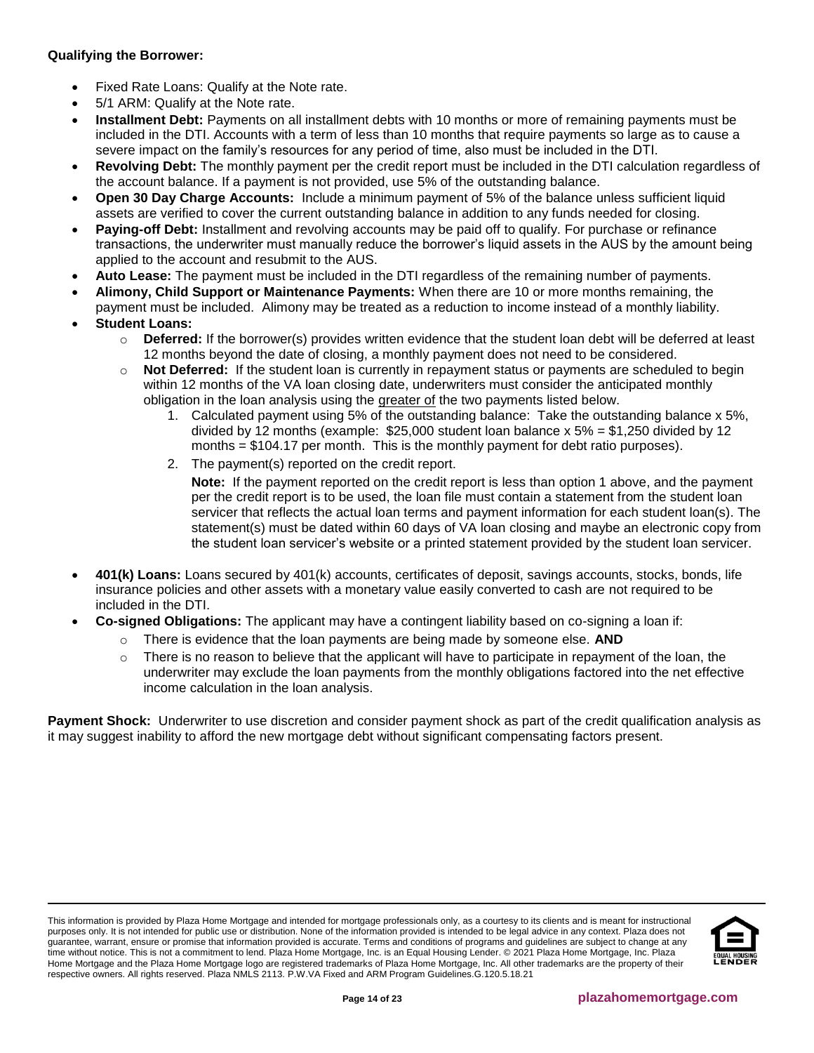**Qualifying the Borrower:**

- Fixed Rate Loans: Qualify at the Note rate.
- 5/1 ARM: Qualify at the Note rate.
- **Installment Debt:** Payments on all installment debts with 10 months or more of remaining payments must be included in the DTI. Accounts with a term of less than 10 months that require payments so large as to cause a severe impact on the family's resources for any period of time, also must be included in the DTI.
- **Revolving Debt:** The monthly payment per the credit report must be included in the DTI calculation regardless of the account balance. If a payment is not provided, use 5% of the outstanding balance.
- **Open 30 Day Charge Accounts:** Include a minimum payment of 5% of the balance unless sufficient liquid assets are verified to cover the current outstanding balance in addition to any funds needed for closing.
- **Paying-off Debt:** Installment and revolving accounts may be paid off to qualify. For purchase or refinance transactions, the underwriter must manually reduce the borrower's liquid assets in the AUS by the amount being applied to the account and resubmit to the AUS.
- **Auto Lease:** The payment must be included in the DTI regardless of the remaining number of payments.
- **Alimony, Child Support or Maintenance Payments:** When there are 10 or more months remaining, the payment must be included. Alimony may be treated as a reduction to income instead of a monthly liability.
- **Student Loans:**
    - **Deferred:** If the borrower(s) provides written evidence that the student loan debt will be deferred at least 12 months beyond the date of closing, a monthly payment does not need to be considered.
    - **Not Deferred:** If the student loan is currently in repayment status or payments are scheduled to begin within 12 months of the VA loan closing date, underwriters must consider the anticipated monthly obligation in the loan analysis using the <u>greater of</u> the two payments listed below.
        1. Calculated payment using 5% of the outstanding balance: Take the outstanding balance x 5%, divided by 12 months (example: $25,000 student loan balance x 5% = $1,250 divided by 12 months = $104.17 per month. This is the monthly payment for debt ratio purposes).
        2. The payment(s) reported on the credit report.

           **Note:** If the payment reported on the credit report is less than option 1 above, and the payment per the credit report is to be used, the loan file must contain a statement from the student loan servicer that reflects the actual loan terms and payment information for each student loan(s). The statement(s) must be dated within 60 days of VA loan closing and maybe an electronic copy from the student loan servicer's website or a printed statement provided by the student loan servicer.
- **401(k) Loans:** Loans secured by 401(k) accounts, certificates of deposit, savings accounts, stocks, bonds, life insurance policies and other assets with a monetary value easily converted to cash are not required to be included in the DTI.
- **Co-signed Obligations:** The applicant may have a contingent liability based on co-signing a loan if:
    - There is evidence that the loan payments are being made by someone else. **AND**
    - There is no reason to believe that the applicant will have to participate in repayment of the loan, the underwriter may exclude the loan payments from the monthly obligations factored into the net effective income calculation in the loan analysis.

**Payment Shock:** Underwriter to use discretion and consider payment shock as part of the credit qualification analysis as it may suggest inability to afford the new mortgage debt without significant compensating factors present.

This information is provided by Plaza Home Mortgage and intended for mortgage professionals only, as a courtesy to its clients and is meant for instructional purposes only. It is not intended for public use or distribution. None of the information provided is intended to be legal advice in any context. Plaza does not guarantee, warrant, ensure or promise that information provided is accurate. Terms and conditions of programs and guidelines are subject to change at any time without notice. This is not a commitment to lend. Plaza Home Mortgage, Inc. is an Equal Housing Lender. © 2021 Plaza Home Mortgage, Inc. Plaza Home Mortgage and the Plaza Home Mortgage logo are registered trademarks of Plaza Home Mortgage, Inc. All other trademarks are the property of their respective owners. All rights reserved. Plaza NMLS 2113. P.W.VA Fixed and ARM Program Guidelines.G.120.5.18.21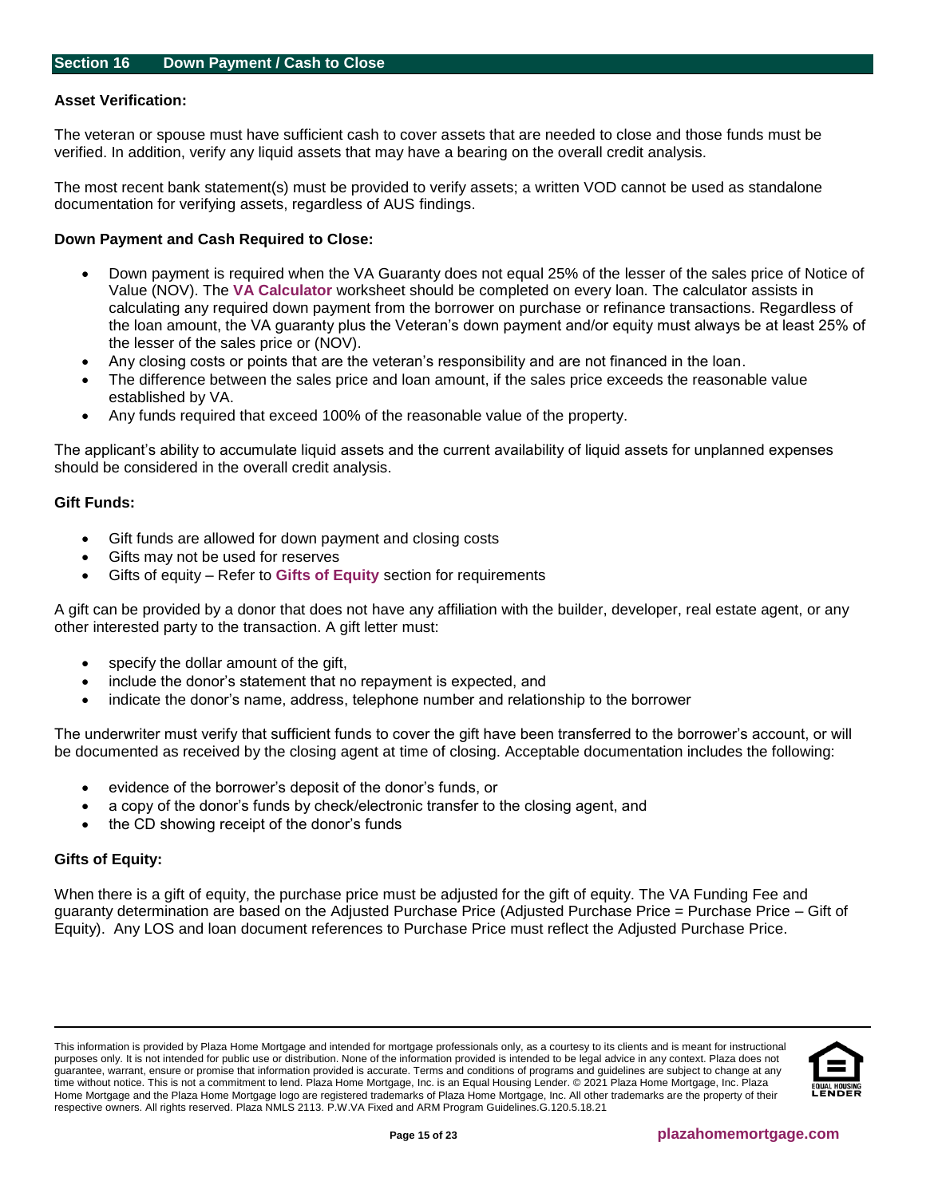## Section 16 Down Payment / Cash to Close

**Asset Verification:**

The veteran or spouse must have sufficient cash to cover assets that are needed to close and those funds must be verified. In addition, verify any liquid assets that may have a bearing on the overall credit analysis.

The most recent bank statement(s) must be provided to verify assets; a written VOD cannot be used as standalone documentation for verifying assets, regardless of AUS findings.

**Down Payment and Cash Required to Close:**

- Down payment is required when the VA Guaranty does not equal 25% of the lesser of the sales price of Notice of Value (NOV). The **VA Calculator** worksheet should be completed on every loan. The calculator assists in calculating any required down payment from the borrower on purchase or refinance transactions. Regardless of the loan amount, the VA guaranty plus the Veteran's down payment and/or equity must always be at least 25% of the lesser of the sales price or (NOV).
- Any closing costs or points that are the veteran's responsibility and are not financed in the loan.
- The difference between the sales price and loan amount, if the sales price exceeds the reasonable value established by VA.
- Any funds required that exceed 100% of the reasonable value of the property.

The applicant's ability to accumulate liquid assets and the current availability of liquid assets for unplanned expenses should be considered in the overall credit analysis.

**Gift Funds:**

- Gift funds are allowed for down payment and closing costs
- Gifts may not be used for reserves
- Gifts of equity – Refer to **Gifts of Equity** section for requirements

A gift can be provided by a donor that does not have any affiliation with the builder, developer, real estate agent, or any other interested party to the transaction. A gift letter must:

- specify the dollar amount of the gift,
- include the donor's statement that no repayment is expected, and
- indicate the donor's name, address, telephone number and relationship to the borrower

The underwriter must verify that sufficient funds to cover the gift have been transferred to the borrower's account, or will be documented as received by the closing agent at time of closing. Acceptable documentation includes the following:

- evidence of the borrower's deposit of the donor's funds, or
- a copy of the donor's funds by check/electronic transfer to the closing agent, and
- the CD showing receipt of the donor's funds

**Gifts of Equity:**

When there is a gift of equity, the purchase price must be adjusted for the gift of equity. The VA Funding Fee and guaranty determination are based on the Adjusted Purchase Price (Adjusted Purchase Price = Purchase Price – Gift of Equity). Any LOS and loan document references to Purchase Price must reflect the Adjusted Purchase Price.

This information is provided by Plaza Home Mortgage and intended for mortgage professionals only, as a courtesy to its clients and is meant for instructional purposes only. It is not intended for public use or distribution. None of the information provided is intended to be legal advice in any context. Plaza does not guarantee, warrant, ensure or promise that information provided is accurate. Terms and conditions of programs and guidelines are subject to change at any time without notice. This is not a commitment to lend. Plaza Home Mortgage, Inc. is an Equal Housing Lender. © 2021 Plaza Home Mortgage, Inc. Plaza Home Mortgage and the Plaza Home Mortgage logo are registered trademarks of Plaza Home Mortgage, Inc. All other trademarks are the property of their respective owners. All rights reserved. Plaza NMLS 2113. P.W.VA Fixed and ARM Program Guidelines.G.120.5.18.21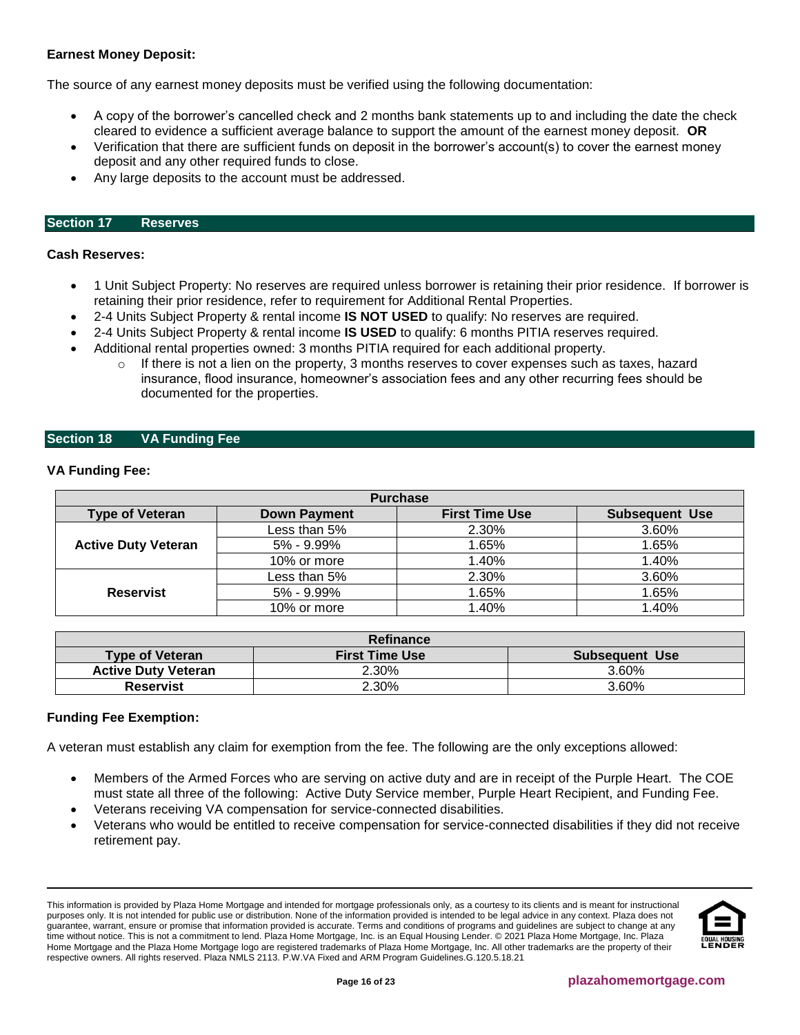**Earnest Money Deposit:**

The source of any earnest money deposits must be verified using the following documentation:

- A copy of the borrower's cancelled check and 2 months bank statements up to and including the date the check cleared to evidence a sufficient average balance to support the amount of the earnest money deposit. **OR**
- Verification that there are sufficient funds on deposit in the borrower's account(s) to cover the earnest money deposit and any other required funds to close.
- Any large deposits to the account must be addressed.

## Section 17 Reserves

**Cash Reserves:**

- 1 Unit Subject Property: No reserves are required unless borrower is retaining their prior residence. If borrower is retaining their prior residence, refer to requirement for Additional Rental Properties.
- 2-4 Units Subject Property & rental income **IS NOT USED** to qualify: No reserves are required.
- 2-4 Units Subject Property & rental income **IS USED** to qualify: 6 months PITIA reserves required.
- Additional rental properties owned: 3 months PITIA required for each additional property.
  - If there is not a lien on the property, 3 months reserves to cover expenses such as taxes, hazard insurance, flood insurance, homeowner's association fees and any other recurring fees should be documented for the properties.

## Section 18 VA Funding Fee

**VA Funding Fee:**

| Purchase | | | |
|---|---|---|---|
| **Type of Veteran** | **Down Payment** | **First Time Use** | **Subsequent Use** |
| **Active Duty Veteran** | Less than 5% | 2.30% | 3.60% |
| | 5% - 9.99% | 1.65% | 1.65% |
| | 10% or more | 1.40% | 1.40% |
| **Reservist** | Less than 5% | 2.30% | 3.60% |
| | 5% - 9.99% | 1.65% | 1.65% |
| | 10% or more | 1.40% | 1.40% |

| Refinance | | |
|---|---|---|
| **Type of Veteran** | **First Time Use** | **Subsequent Use** |
| **Active Duty Veteran** | 2.30% | 3.60% |
| **Reservist** | 2.30% | 3.60% |

**Funding Fee Exemption:**

A veteran must establish any claim for exemption from the fee. The following are the only exceptions allowed:

- Members of the Armed Forces who are serving on active duty and are in receipt of the Purple Heart. The COE must state all three of the following: Active Duty Service member, Purple Heart Recipient, and Funding Fee.
- Veterans receiving VA compensation for service-connected disabilities.
- Veterans who would be entitled to receive compensation for service-connected disabilities if they did not receive retirement pay.

This information is provided by Plaza Home Mortgage and intended for mortgage professionals only, as a courtesy to its clients and is meant for instructional purposes only. It is not intended for public use or distribution. None of the information provided is intended to be legal advice in any context. Plaza does not guarantee, warrant, ensure or promise that information provided is accurate. Terms and conditions of programs and guidelines are subject to change at any time without notice. This is not a commitment to lend. Plaza Home Mortgage, Inc. is an Equal Housing Lender. © 2021 Plaza Home Mortgage, Inc. Plaza Home Mortgage and the Plaza Home Mortgage logo are registered trademarks of Plaza Home Mortgage, Inc. All other trademarks are the property of their respective owners. All rights reserved. Plaza NMLS 2113. P.W.VA Fixed and ARM Program Guidelines.G.120.5.18.21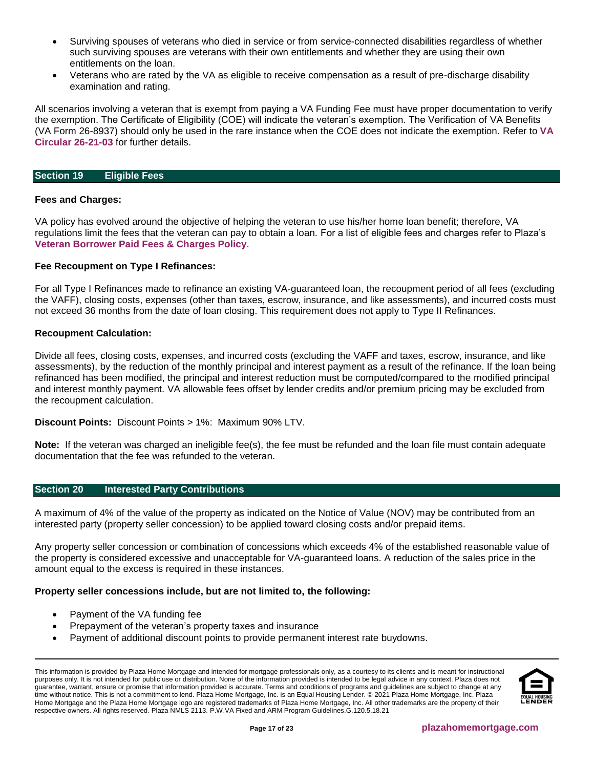- Surviving spouses of veterans who died in service or from service-connected disabilities regardless of whether such surviving spouses are veterans with their own entitlements and whether they are using their own entitlements on the loan.
- Veterans who are rated by the VA as eligible to receive compensation as a result of pre-discharge disability examination and rating.

All scenarios involving a veteran that is exempt from paying a VA Funding Fee must have proper documentation to verify the exemption. The Certificate of Eligibility (COE) will indicate the veteran's exemption. The Verification of VA Benefits (VA Form 26-8937) should only be used in the rare instance when the COE does not indicate the exemption. Refer to **VA Circular 26-21-03** for further details.

## Section 19 Eligible Fees

**Fees and Charges:**

VA policy has evolved around the objective of helping the veteran to use his/her home loan benefit; therefore, VA regulations limit the fees that the veteran can pay to obtain a loan. For a list of eligible fees and charges refer to Plaza's **Veteran Borrower Paid Fees & Charges Policy**.

**Fee Recoupment on Type I Refinances:**

For all Type I Refinances made to refinance an existing VA-guaranteed loan, the recoupment period of all fees (excluding the VAFF), closing costs, expenses (other than taxes, escrow, insurance, and like assessments), and incurred costs must not exceed 36 months from the date of loan closing. This requirement does not apply to Type II Refinances.

**Recoupment Calculation:**

Divide all fees, closing costs, expenses, and incurred costs (excluding the VAFF and taxes, escrow, insurance, and like assessments), by the reduction of the monthly principal and interest payment as a result of the refinance. If the loan being refinanced has been modified, the principal and interest reduction must be computed/compared to the modified principal and interest monthly payment. VA allowable fees offset by lender credits and/or premium pricing may be excluded from the recoupment calculation.

**Discount Points:** Discount Points > 1%: Maximum 90% LTV.

**Note:** If the veteran was charged an ineligible fee(s), the fee must be refunded and the loan file must contain adequate documentation that the fee was refunded to the veteran.

## Section 20 Interested Party Contributions

A maximum of 4% of the value of the property as indicated on the Notice of Value (NOV) may be contributed from an interested party (property seller concession) to be applied toward closing costs and/or prepaid items.

Any property seller concession or combination of concessions which exceeds 4% of the established reasonable value of the property is considered excessive and unacceptable for VA-guaranteed loans. A reduction of the sales price in the amount equal to the excess is required in these instances.

**Property seller concessions include, but are not limited to, the following:**

- Payment of the VA funding fee
- Prepayment of the veteran's property taxes and insurance
- Payment of additional discount points to provide permanent interest rate buydowns.

This information is provided by Plaza Home Mortgage and intended for mortgage professionals only, as a courtesy to its clients and is meant for instructional purposes only. It is not intended for public use or distribution. None of the information provided is intended to be legal advice in any context. Plaza does not guarantee, warrant, ensure or promise that information provided is accurate. Terms and conditions of programs and guidelines are subject to change at any time without notice. This is not a commitment to lend. Plaza Home Mortgage, Inc. is an Equal Housing Lender. © 2021 Plaza Home Mortgage, Inc. Plaza Home Mortgage and the Plaza Home Mortgage logo are registered trademarks of Plaza Home Mortgage, Inc. All other trademarks are the property of their respective owners. All rights reserved. Plaza NMLS 2113. P.W.VA Fixed and ARM Program Guidelines.G.120.5.18.21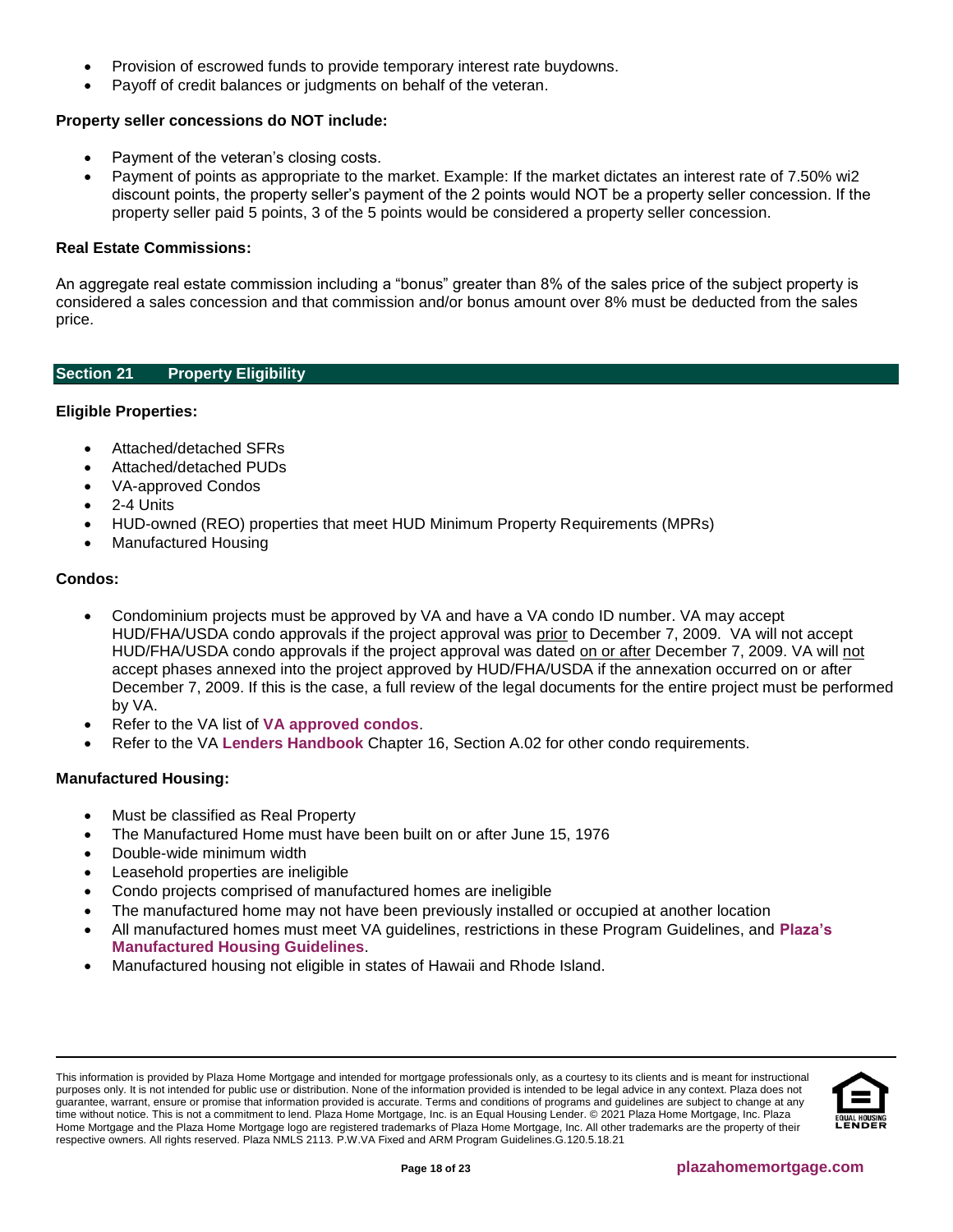- Provision of escrowed funds to provide temporary interest rate buydowns.
- Payoff of credit balances or judgments on behalf of the veteran.

**Property seller concessions do NOT include:**

- Payment of the veteran's closing costs.
- Payment of points as appropriate to the market. Example: If the market dictates an interest rate of 7.50% wi2 discount points, the property seller's payment of the 2 points would NOT be a property seller concession. If the property seller paid 5 points, 3 of the 5 points would be considered a property seller concession.

**Real Estate Commissions:**

An aggregate real estate commission including a "bonus" greater than 8% of the sales price of the subject property is considered a sales concession and that commission and/or bonus amount over 8% must be deducted from the sales price.

## Section 21 Property Eligibility

**Eligible Properties:**

- Attached/detached SFRs
- Attached/detached PUDs
- VA-approved Condos
- 2-4 Units
- HUD-owned (REO) properties that meet HUD Minimum Property Requirements (MPRs)
- Manufactured Housing

**Condos:**

- Condominium projects must be approved by VA and have a VA condo ID number. VA may accept HUD/FHA/USDA condo approvals if the project approval was prior to December 7, 2009. VA will not accept HUD/FHA/USDA condo approvals if the project approval was dated on or after December 7, 2009. VA will not accept phases annexed into the project approved by HUD/FHA/USDA if the annexation occurred on or after December 7, 2009. If this is the case, a full review of the legal documents for the entire project must be performed by VA.
- Refer to the VA list of **VA approved condos**.
- Refer to the VA **Lenders Handbook** Chapter 16, Section A.02 for other condo requirements.

**Manufactured Housing:**

- Must be classified as Real Property
- The Manufactured Home must have been built on or after June 15, 1976
- Double-wide minimum width
- Leasehold properties are ineligible
- Condo projects comprised of manufactured homes are ineligible
- The manufactured home may not have been previously installed or occupied at another location
- All manufactured homes must meet VA guidelines, restrictions in these Program Guidelines, and **Plaza's Manufactured Housing Guidelines**.
- Manufactured housing not eligible in states of Hawaii and Rhode Island.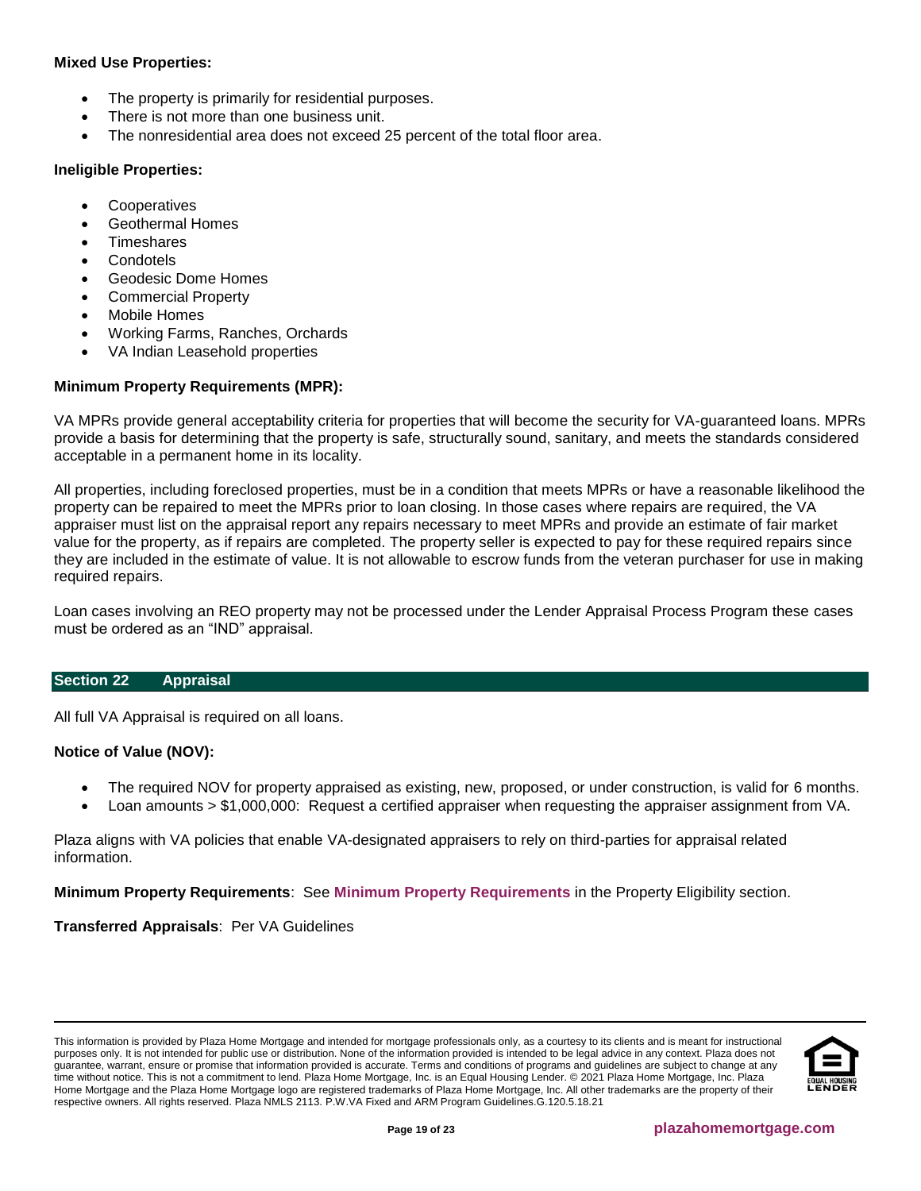**Mixed Use Properties:**

- The property is primarily for residential purposes.
- There is not more than one business unit.
- The nonresidential area does not exceed 25 percent of the total floor area.

**Ineligible Properties:**

- Cooperatives
- Geothermal Homes
- Timeshares
- Condotels
- Geodesic Dome Homes
- Commercial Property
- Mobile Homes
- Working Farms, Ranches, Orchards
- VA Indian Leasehold properties

**Minimum Property Requirements (MPR):**

VA MPRs provide general acceptability criteria for properties that will become the security for VA-guaranteed loans. MPRs provide a basis for determining that the property is safe, structurally sound, sanitary, and meets the standards considered acceptable in a permanent home in its locality.

All properties, including foreclosed properties, must be in a condition that meets MPRs or have a reasonable likelihood the property can be repaired to meet the MPRs prior to loan closing. In those cases where repairs are required, the VA appraiser must list on the appraisal report any repairs necessary to meet MPRs and provide an estimate of fair market value for the property, as if repairs are completed. The property seller is expected to pay for these required repairs since they are included in the estimate of value. It is not allowable to escrow funds from the veteran purchaser for use in making required repairs.

Loan cases involving an REO property may not be processed under the Lender Appraisal Process Program these cases must be ordered as an "IND" appraisal.

## Section 22 Appraisal

All full VA Appraisal is required on all loans.

**Notice of Value (NOV):**

- The required NOV for property appraised as existing, new, proposed, or under construction, is valid for 6 months.
- Loan amounts > $1,000,000: Request a certified appraiser when requesting the appraiser assignment from VA.

Plaza aligns with VA policies that enable VA-designated appraisers to rely on third-parties for appraisal related information.

**Minimum Property Requirements**: See **Minimum Property Requirements** in the Property Eligibility section.

**Transferred Appraisals**: Per VA Guidelines

This information is provided by Plaza Home Mortgage and intended for mortgage professionals only, as a courtesy to its clients and is meant for instructional purposes only. It is not intended for public use or distribution. None of the information provided is intended to be legal advice in any context. Plaza does not guarantee, warrant, ensure or promise that information provided is accurate. Terms and conditions of programs and guidelines are subject to change at any time without notice. This is not a commitment to lend. Plaza Home Mortgage, Inc. is an Equal Housing Lender. © 2021 Plaza Home Mortgage, Inc. Plaza Home Mortgage and the Plaza Home Mortgage logo are registered trademarks of Plaza Home Mortgage, Inc. All other trademarks are the property of their respective owners. All rights reserved. Plaza NMLS 2113. P.W.VA Fixed and ARM Program Guidelines.G.120.5.18.21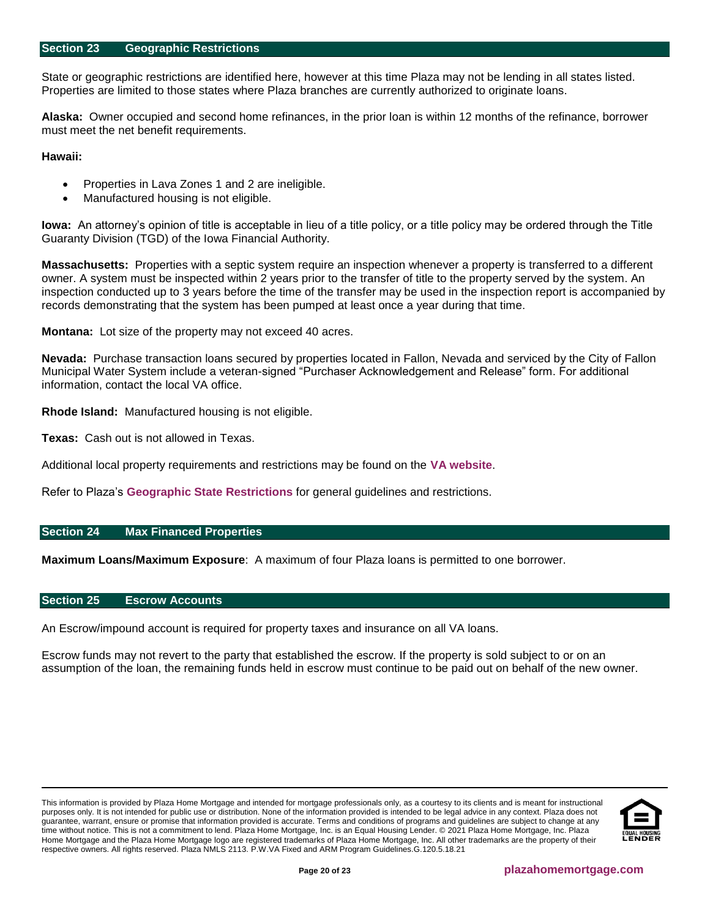## Section 23 Geographic Restrictions

State or geographic restrictions are identified here, however at this time Plaza may not be lending in all states listed. Properties are limited to those states where Plaza branches are currently authorized to originate loans.

**Alaska:** Owner occupied and second home refinances, in the prior loan is within 12 months of the refinance, borrower must meet the net benefit requirements.

**Hawaii:**

- Properties in Lava Zones 1 and 2 are ineligible.
- Manufactured housing is not eligible.

**Iowa:** An attorney's opinion of title is acceptable in lieu of a title policy, or a title policy may be ordered through the Title Guaranty Division (TGD) of the Iowa Financial Authority.

**Massachusetts:** Properties with a septic system require an inspection whenever a property is transferred to a different owner. A system must be inspected within 2 years prior to the transfer of title to the property served by the system. An inspection conducted up to 3 years before the time of the transfer may be used in the inspection report is accompanied by records demonstrating that the system has been pumped at least once a year during that time.

**Montana:** Lot size of the property may not exceed 40 acres.

**Nevada:** Purchase transaction loans secured by properties located in Fallon, Nevada and serviced by the City of Fallon Municipal Water System include a veteran-signed "Purchaser Acknowledgement and Release" form. For additional information, contact the local VA office.

**Rhode Island:** Manufactured housing is not eligible.

**Texas:** Cash out is not allowed in Texas.

Additional local property requirements and restrictions may be found on the **VA website**.

Refer to Plaza's **Geographic State Restrictions** for general guidelines and restrictions.

## Section 24 Max Financed Properties

**Maximum Loans/Maximum Exposure**: A maximum of four Plaza loans is permitted to one borrower.

## Section 25 Escrow Accounts

An Escrow/impound account is required for property taxes and insurance on all VA loans.

Escrow funds may not revert to the party that established the escrow. If the property is sold subject to or on an assumption of the loan, the remaining funds held in escrow must continue to be paid out on behalf of the new owner.

This information is provided by Plaza Home Mortgage and intended for mortgage professionals only, as a courtesy to its clients and is meant for instructional purposes only. It is not intended for public use or distribution. None of the information provided is intended to be legal advice in any context. Plaza does not guarantee, warrant, ensure or promise that information provided is accurate. Terms and conditions of programs and guidelines are subject to change at any time without notice. This is not a commitment to lend. Plaza Home Mortgage, Inc. is an Equal Housing Lender. © 2021 Plaza Home Mortgage, Inc. Plaza Home Mortgage and the Plaza Home Mortgage logo are registered trademarks of Plaza Home Mortgage, Inc. All other trademarks are the property of their respective owners. All rights reserved. Plaza NMLS 2113. P.W.VA Fixed and ARM Program Guidelines.G.120.5.18.21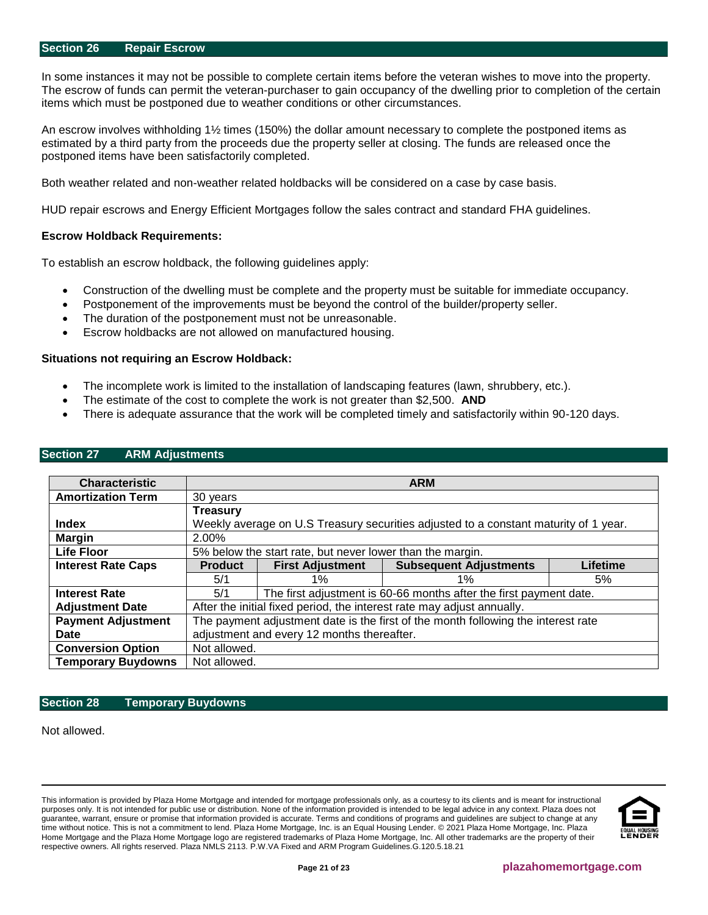## Section 26 Repair Escrow

In some instances it may not be possible to complete certain items before the veteran wishes to move into the property. The escrow of funds can permit the veteran-purchaser to gain occupancy of the dwelling prior to completion of the certain items which must be postponed due to weather conditions or other circumstances.

An escrow involves withholding 1½ times (150%) the dollar amount necessary to complete the postponed items as estimated by a third party from the proceeds due the property seller at closing. The funds are released once the postponed items have been satisfactorily completed.

Both weather related and non-weather related holdbacks will be considered on a case by case basis.

HUD repair escrows and Energy Efficient Mortgages follow the sales contract and standard FHA guidelines.

**Escrow Holdback Requirements:**

To establish an escrow holdback, the following guidelines apply:

- Construction of the dwelling must be complete and the property must be suitable for immediate occupancy.
- Postponement of the improvements must be beyond the control of the builder/property seller.
- The duration of the postponement must not be unreasonable.
- Escrow holdbacks are not allowed on manufactured housing.

**Situations not requiring an Escrow Holdback:**

- The incomplete work is limited to the installation of landscaping features (lawn, shrubbery, etc.).
- The estimate of the cost to complete the work is not greater than $2,500. **AND**
- There is adequate assurance that the work will be completed timely and satisfactorily within 90-120 days.

## Section 27 ARM Adjustments

| Characteristic | ARM | | | |
|---|---|---|---|---|
| **Amortization Term** | 30 years | | | |
| **Index** | **Treasury** Weekly average on U.S Treasury securities adjusted to a constant maturity of 1 year. | | | |
| **Margin** | 2.00% | | | |
| **Life Floor** | 5% below the start rate, but never lower than the margin. | | | |
| **Interest Rate Caps** | **Product** | **First Adjustment** | **Subsequent Adjustments** | **Lifetime** |
| | 5/1 | 1% | 1% | 5% |
| **Interest Rate Adjustment Date** | 5/1 | The first adjustment is 60-66 months after the first payment date. | | |
| | After the initial fixed period, the interest rate may adjust annually. | | | |
| **Payment Adjustment Date** | The payment adjustment date is the first of the month following the interest rate adjustment and every 12 months thereafter. | | | |
| **Conversion Option** | Not allowed. | | | |
| **Temporary Buydowns** | Not allowed. | | | |

## Section 28 Temporary Buydowns

Not allowed.

This information is provided by Plaza Home Mortgage and intended for mortgage professionals only, as a courtesy to its clients and is meant for instructional purposes only. It is not intended for public use or distribution. None of the information provided is intended to be legal advice in any context. Plaza does not guarantee, warrant, ensure or promise that information provided is accurate. Terms and conditions of programs and guidelines are subject to change at any time without notice. This is not a commitment to lend. Plaza Home Mortgage, Inc. is an Equal Housing Lender. © 2021 Plaza Home Mortgage, Inc. Plaza Home Mortgage and the Plaza Home Mortgage logo are registered trademarks of Plaza Home Mortgage, Inc. All other trademarks are the property of their respective owners. All rights reserved. Plaza NMLS 2113. P.W.VA Fixed and ARM Program Guidelines.G.120.5.18.21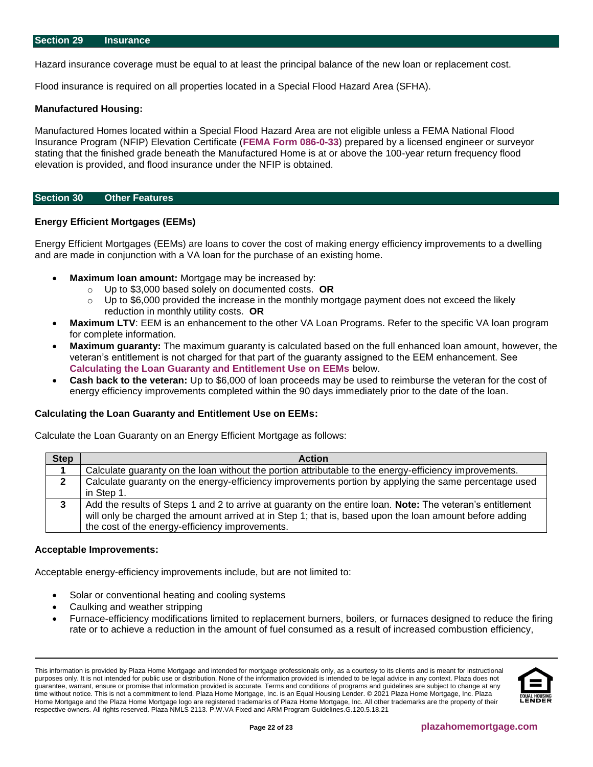## Section 29 Insurance

Hazard insurance coverage must be equal to at least the principal balance of the new loan or replacement cost.

Flood insurance is required on all properties located in a Special Flood Hazard Area (SFHA).

**Manufactured Housing:**

Manufactured Homes located within a Special Flood Hazard Area are not eligible unless a FEMA National Flood Insurance Program (NFIP) Elevation Certificate (**FEMA Form 086-0-33**) prepared by a licensed engineer or surveyor stating that the finished grade beneath the Manufactured Home is at or above the 100-year return frequency flood elevation is provided, and flood insurance under the NFIP is obtained.

## Section 30 Other Features

**Energy Efficient Mortgages (EEMs)**

Energy Efficient Mortgages (EEMs) are loans to cover the cost of making energy efficiency improvements to a dwelling and are made in conjunction with a VA loan for the purchase of an existing home.

- **Maximum loan amount:** Mortgage may be increased by:
  - Up to $3,000 based solely on documented costs. **OR**
  - Up to $6,000 provided the increase in the monthly mortgage payment does not exceed the likely reduction in monthly utility costs. **OR**
- **Maximum LTV**: EEM is an enhancement to the other VA Loan Programs. Refer to the specific VA loan program for complete information.
- **Maximum guaranty:** The maximum guaranty is calculated based on the full enhanced loan amount, however, the veteran's entitlement is not charged for that part of the guaranty assigned to the EEM enhancement. See **Calculating the Loan Guaranty and Entitlement Use on EEMs** below.
- **Cash back to the veteran:** Up to $6,000 of loan proceeds may be used to reimburse the veteran for the cost of energy efficiency improvements completed within the 90 days immediately prior to the date of the loan.

**Calculating the Loan Guaranty and Entitlement Use on EEMs:**

Calculate the Loan Guaranty on an Energy Efficient Mortgage as follows:

| Step | Action |
|---|---|
| 1 | Calculate guaranty on the loan without the portion attributable to the energy-efficiency improvements. |
| 2 | Calculate guaranty on the energy-efficiency improvements portion by applying the same percentage used in Step 1. |
| 3 | Add the results of Steps 1 and 2 to arrive at guaranty on the entire loan. **Note:** The veteran's entitlement will only be charged the amount arrived at in Step 1; that is, based upon the loan amount before adding the cost of the energy-efficiency improvements. |

**Acceptable Improvements:**

Acceptable energy-efficiency improvements include, but are not limited to:

- Solar or conventional heating and cooling systems
- Caulking and weather stripping
- Furnace-efficiency modifications limited to replacement burners, boilers, or furnaces designed to reduce the firing rate or to achieve a reduction in the amount of fuel consumed as a result of increased combustion efficiency,

This information is provided by Plaza Home Mortgage and intended for mortgage professionals only, as a courtesy to its clients and is meant for instructional purposes only. It is not intended for public use or distribution. None of the information provided is intended to be legal advice in any context. Plaza does not guarantee, warrant, ensure or promise that information provided is accurate. Terms and conditions of programs and guidelines are subject to change at any time without notice. This is not a commitment to lend. Plaza Home Mortgage, Inc. is an Equal Housing Lender. © 2021 Plaza Home Mortgage, Inc. Plaza Home Mortgage and the Plaza Home Mortgage logo are registered trademarks of Plaza Home Mortgage, Inc. All other trademarks are the property of their respective owners. All rights reserved. Plaza NMLS 2113. P.W.VA Fixed and ARM Program Guidelines.G.120.5.18.21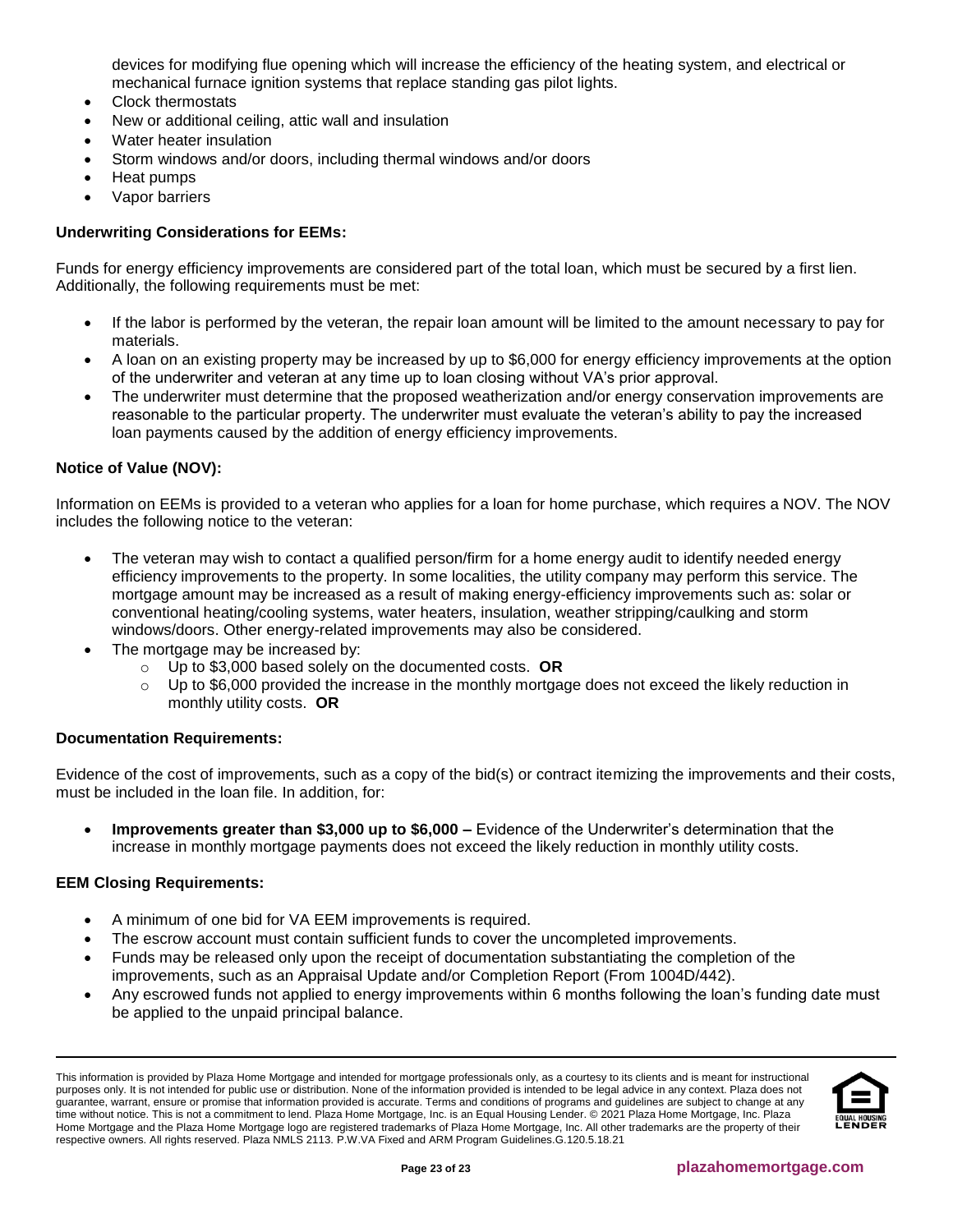devices for modifying flue opening which will increase the efficiency of the heating system, and electrical or mechanical furnace ignition systems that replace standing gas pilot lights.

- Clock thermostats
- New or additional ceiling, attic wall and insulation
- Water heater insulation
- Storm windows and/or doors, including thermal windows and/or doors
- Heat pumps
- Vapor barriers

**Underwriting Considerations for EEMs:**

Funds for energy efficiency improvements are considered part of the total loan, which must be secured by a first lien. Additionally, the following requirements must be met:

- If the labor is performed by the veteran, the repair loan amount will be limited to the amount necessary to pay for materials.
- A loan on an existing property may be increased by up to $6,000 for energy efficiency improvements at the option of the underwriter and veteran at any time up to loan closing without VA's prior approval.
- The underwriter must determine that the proposed weatherization and/or energy conservation improvements are reasonable to the particular property. The underwriter must evaluate the veteran's ability to pay the increased loan payments caused by the addition of energy efficiency improvements.

**Notice of Value (NOV):**

Information on EEMs is provided to a veteran who applies for a loan for home purchase, which requires a NOV. The NOV includes the following notice to the veteran:

- The veteran may wish to contact a qualified person/firm for a home energy audit to identify needed energy efficiency improvements to the property. In some localities, the utility company may perform this service. The mortgage amount may be increased as a result of making energy-efficiency improvements such as: solar or conventional heating/cooling systems, water heaters, insulation, weather stripping/caulking and storm windows/doors. Other energy-related improvements may also be considered.
- The mortgage may be increased by:
  - Up to $3,000 based solely on the documented costs. **OR**
  - Up to $6,000 provided the increase in the monthly mortgage does not exceed the likely reduction in monthly utility costs. **OR**

**Documentation Requirements:**

Evidence of the cost of improvements, such as a copy of the bid(s) or contract itemizing the improvements and their costs, must be included in the loan file. In addition, for:

- **Improvements greater than $3,000 up to $6,000 –** Evidence of the Underwriter's determination that the increase in monthly mortgage payments does not exceed the likely reduction in monthly utility costs.

**EEM Closing Requirements:**

- A minimum of one bid for VA EEM improvements is required.
- The escrow account must contain sufficient funds to cover the uncompleted improvements.
- Funds may be released only upon the receipt of documentation substantiating the completion of the improvements, such as an Appraisal Update and/or Completion Report (From 1004D/442).
- Any escrowed funds not applied to energy improvements within 6 months following the loan's funding date must be applied to the unpaid principal balance.

This information is provided by Plaza Home Mortgage and intended for mortgage professionals only, as a courtesy to its clients and is meant for instructional purposes only. It is not intended for public use or distribution. None of the information provided is intended to be legal advice in any context. Plaza does not guarantee, warrant, ensure or promise that information provided is accurate. Terms and conditions of programs and guidelines are subject to change at any time without notice. This is not a commitment to lend. Plaza Home Mortgage, Inc. is an Equal Housing Lender. © 2021 Plaza Home Mortgage, Inc. Plaza Home Mortgage and the Plaza Home Mortgage logo are registered trademarks of Plaza Home Mortgage, Inc. All other trademarks are the property of their respective owners. All rights reserved. Plaza NMLS 2113. P.W.VA Fixed and ARM Program Guidelines.G.120.5.18.21